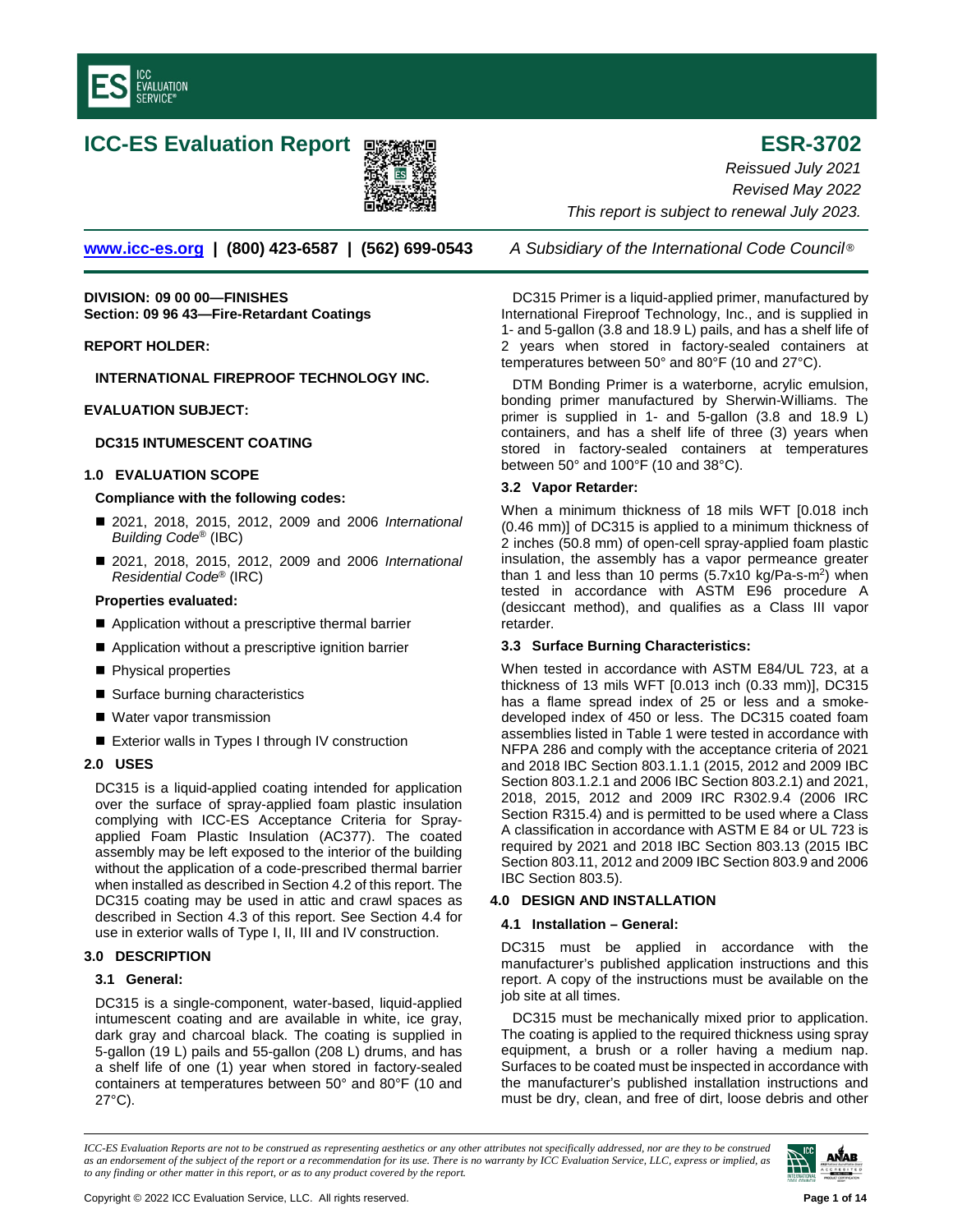# ICC-ES Evaluation Report

# ESR-3702

*Reissued July 2021*
*Revised May 2022*
*This report is subject to renewal July 2023.*

www.icc-es.org | (800) 423-6587 | (562) 699-0543 *A Subsidiary of the International Code Council®*

**DIVISION: 09 00 00—FINISHES**
**Section: 09 96 43—Fire-Retardant Coatings**

**REPORT HOLDER:**

**INTERNATIONAL FIREPROOF TECHNOLOGY INC.**

**EVALUATION SUBJECT:**

**DC315 INTUMESCENT COATING**

## 1.0 EVALUATION SCOPE

**Compliance with the following codes:**

- 2021, 2018, 2015, 2012, 2009 and 2006 *International Building Code®* (IBC)
- 2021, 2018, 2015, 2012, 2009 and 2006 *International Residential Code®* (IRC)

**Properties evaluated:**

- Application without a prescriptive thermal barrier
- Application without a prescriptive ignition barrier
- Physical properties
- Surface burning characteristics
- Water vapor transmission
- Exterior walls in Types I through IV construction

## 2.0 USES

DC315 is a liquid-applied coating intended for application over the surface of spray-applied foam plastic insulation complying with ICC-ES Acceptance Criteria for Spray-applied Foam Plastic Insulation (AC377). The coated assembly may be left exposed to the interior of the building without the application of a code-prescribed thermal barrier when installed as described in Section 4.2 of this report. The DC315 coating may be used in attic and crawl spaces as described in Section 4.3 of this report. See Section 4.4 for use in exterior walls of Type I, II, III and IV construction.

## 3.0 DESCRIPTION

### 3.1 General:

DC315 is a single-component, water-based, liquid-applied intumescent coating and are available in white, ice gray, dark gray and charcoal black. The coating is supplied in 5-gallon (19 L) pails and 55-gallon (208 L) drums, and has a shelf life of one (1) year when stored in factory-sealed containers at temperatures between 50° and 80°F (10 and 27°C).

DC315 Primer is a liquid-applied primer, manufactured by International Fireproof Technology, Inc., and is supplied in 1- and 5-gallon (3.8 and 18.9 L) pails, and has a shelf life of 2 years when stored in factory-sealed containers at temperatures between 50° and 80°F (10 and 27°C).

DTM Bonding Primer is a waterborne, acrylic emulsion, bonding primer manufactured by Sherwin-Williams. The primer is supplied in 1- and 5-gallon (3.8 and 18.9 L) containers, and has a shelf life of three (3) years when stored in factory-sealed containers at temperatures between 50° and 100°F (10 and 38°C).

### 3.2 Vapor Retarder:

When a minimum thickness of 18 mils WFT [0.018 inch (0.46 mm)] of DC315 is applied to a minimum thickness of 2 inches (50.8 mm) of open-cell spray-applied foam plastic insulation, the assembly has a vapor permeance greater than 1 and less than 10 perms (5.7x10 kg/Pa-s-m$^2$) when tested in accordance with ASTM E96 procedure A (desiccant method), and qualifies as a Class III vapor retarder.

### 3.3 Surface Burning Characteristics:

When tested in accordance with ASTM E84/UL 723, at a thickness of 13 mils WFT [0.013 inch (0.33 mm)], DC315 has a flame spread index of 25 or less and a smoke-developed index of 450 or less. The DC315 coated foam assemblies listed in Table 1 were tested in accordance with NFPA 286 and comply with the acceptance criteria of 2021 and 2018 IBC Section 803.1.1.1 (2015, 2012 and 2009 IBC Section 803.1.2.1 and 2006 IBC Section 803.2.1) and 2021, 2018, 2015, 2012 and 2009 IRC R302.9.4 (2006 IRC Section R315.4) and is permitted to be used where a Class A classification in accordance with ASTM E 84 or UL 723 is required by 2021 and 2018 IBC Section 803.13 (2015 IBC Section 803.11, 2012 and 2009 IBC Section 803.9 and 2006 IBC Section 803.5).

## 4.0 DESIGN AND INSTALLATION

### 4.1 Installation – General:

DC315 must be applied in accordance with the manufacturer's published application instructions and this report. A copy of the instructions must be available on the job site at all times.

DC315 must be mechanically mixed prior to application. The coating is applied to the required thickness using spray equipment, a brush or a roller having a medium nap. Surfaces to be coated must be inspected in accordance with the manufacturer's published installation instructions and must be dry, clean, and free of dirt, loose debris and other

*ICC-ES Evaluation Reports are not to be construed as representing aesthetics or any other attributes not specifically addressed, nor are they to be construed as an endorsement of the subject of the report or a recommendation for its use. There is no warranty by ICC Evaluation Service, LLC, express or implied, as to any finding or other matter in this report, or as to any product covered by the report.*

Copyright © 2022 ICC Evaluation Service, LLC. All rights reserved.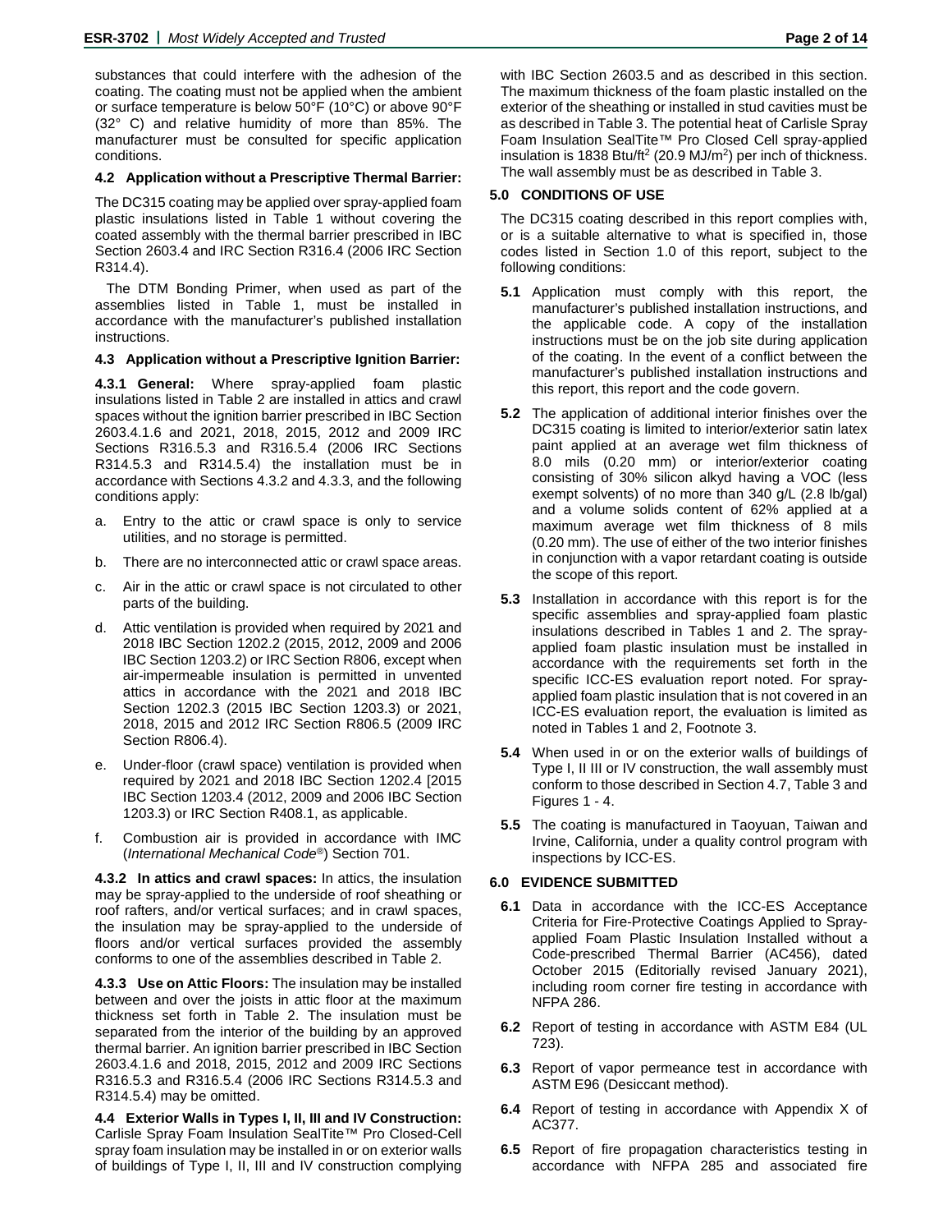substances that could interfere with the adhesion of the coating. The coating must not be applied when the ambient or surface temperature is below 50°F (10°C) or above 90°F (32° C) and relative humidity of more than 85%. The manufacturer must be consulted for specific application conditions.

### 4.2 Application without a Prescriptive Thermal Barrier:

The DC315 coating may be applied over spray-applied foam plastic insulations listed in Table 1 without covering the coated assembly with the thermal barrier prescribed in IBC Section 2603.4 and IRC Section R316.4 (2006 IRC Section R314.4).

The DTM Bonding Primer, when used as part of the assemblies listed in Table 1, must be installed in accordance with the manufacturer's published installation instructions.

### 4.3 Application without a Prescriptive Ignition Barrier:

**4.3.1 General:** Where spray-applied foam plastic insulations listed in Table 2 are installed in attics and crawl spaces without the ignition barrier prescribed in IBC Section 2603.4.1.6 and 2021, 2018, 2015, 2012 and 2009 IRC Sections R316.5.3 and R316.5.4 (2006 IRC Sections R314.5.3 and R314.5.4) the installation must be in accordance with Sections 4.3.2 and 4.3.3, and the following conditions apply:

a. Entry to the attic or crawl space is only to service utilities, and no storage is permitted.

b. There are no interconnected attic or crawl space areas.

c. Air in the attic or crawl space is not circulated to other parts of the building.

d. Attic ventilation is provided when required by 2021 and 2018 IBC Section 1202.2 (2015, 2012, 2009 and 2006 IBC Section 1203.2) or IRC Section R806, except when air-impermeable insulation is permitted in unvented attics in accordance with the 2021 and 2018 IBC Section 1202.3 (2015 IBC Section 1203.3) or 2021, 2018, 2015 and 2012 IRC Section R806.5 (2009 IRC Section R806.4).

e. Under-floor (crawl space) ventilation is provided when required by 2021 and 2018 IBC Section 1202.4 [2015 IBC Section 1203.4 (2012, 2009 and 2006 IBC Section 1203.3) or IRC Section R408.1, as applicable.

f. Combustion air is provided in accordance with IMC (*International Mechanical Code*®) Section 701.

**4.3.2 In attics and crawl spaces:** In attics, the insulation may be spray-applied to the underside of roof sheathing or roof rafters, and/or vertical surfaces; and in crawl spaces, the insulation may be spray-applied to the underside of floors and/or vertical surfaces provided the assembly conforms to one of the assemblies described in Table 2.

**4.3.3 Use on Attic Floors:** The insulation may be installed between and over the joists in attic floor at the maximum thickness set forth in Table 2. The insulation must be separated from the interior of the building by an approved thermal barrier. An ignition barrier prescribed in IBC Section 2603.4.1.6 and 2018, 2015, 2012 and 2009 IRC Sections R316.5.3 and R316.5.4 (2006 IRC Sections R314.5.3 and R314.5.4) may be omitted.

### 4.4 Exterior Walls in Types I, II, III and IV Construction:

Carlisle Spray Foam Insulation SealTite™ Pro Closed-Cell spray foam insulation may be installed in or on exterior walls of buildings of Type I, II, III and IV construction complying with IBC Section 2603.5 and as described in this section. The maximum thickness of the foam plastic installed on the exterior of the sheathing or installed in stud cavities must be as described in Table 3. The potential heat of Carlisle Spray Foam Insulation SealTite™ Pro Closed Cell spray-applied insulation is 1838 Btu/ft$^2$ (20.9 MJ/m$^2$) per inch of thickness. The wall assembly must be as described in Table 3.

## 5.0 CONDITIONS OF USE

The DC315 coating described in this report complies with, or is a suitable alternative to what is specified in, those codes listed in Section 1.0 of this report, subject to the following conditions:

**5.1** Application must comply with this report, the manufacturer's published installation instructions, and the applicable code. A copy of the installation instructions must be on the job site during application of the coating. In the event of a conflict between the manufacturer's published installation instructions and this report, this report and the code govern.

**5.2** The application of additional interior finishes over the DC315 coating is limited to interior/exterior satin latex paint applied at an average wet film thickness of 8.0 mils (0.20 mm) or interior/exterior coating consisting of 30% silicon alkyd having a VOC (less exempt solvents) of no more than 340 g/L (2.8 lb/gal) and a volume solids content of 62% applied at a maximum average wet film thickness of 8 mils (0.20 mm). The use of either of the two interior finishes in conjunction with a vapor retardant coating is outside the scope of this report.

**5.3** Installation in accordance with this report is for the specific assemblies and spray-applied foam plastic insulations described in Tables 1 and 2. The spray-applied foam plastic insulation must be installed in accordance with the requirements set forth in the specific ICC-ES evaluation report noted. For spray-applied foam plastic insulation that is not covered in an ICC-ES evaluation report, the evaluation is limited as noted in Tables 1 and 2, Footnote 3.

**5.4** When used in or on the exterior walls of buildings of Type I, II III or IV construction, the wall assembly must conform to those described in Section 4.7, Table 3 and Figures 1 - 4.

**5.5** The coating is manufactured in Taoyuan, Taiwan and Irvine, California, under a quality control program with inspections by ICC-ES.

## 6.0 EVIDENCE SUBMITTED

**6.1** Data in accordance with the ICC-ES Acceptance Criteria for Fire-Protective Coatings Applied to Spray-applied Foam Plastic Insulation Installed without a Code-prescribed Thermal Barrier (AC456), dated October 2015 (Editorially revised January 2021), including room corner fire testing in accordance with NFPA 286.

**6.2** Report of testing in accordance with ASTM E84 (UL 723).

**6.3** Report of vapor permeance test in accordance with ASTM E96 (Desiccant method).

**6.4** Report of testing in accordance with Appendix X of AC377.

**6.5** Report of fire propagation characteristics testing in accordance with NFPA 285 and associated fire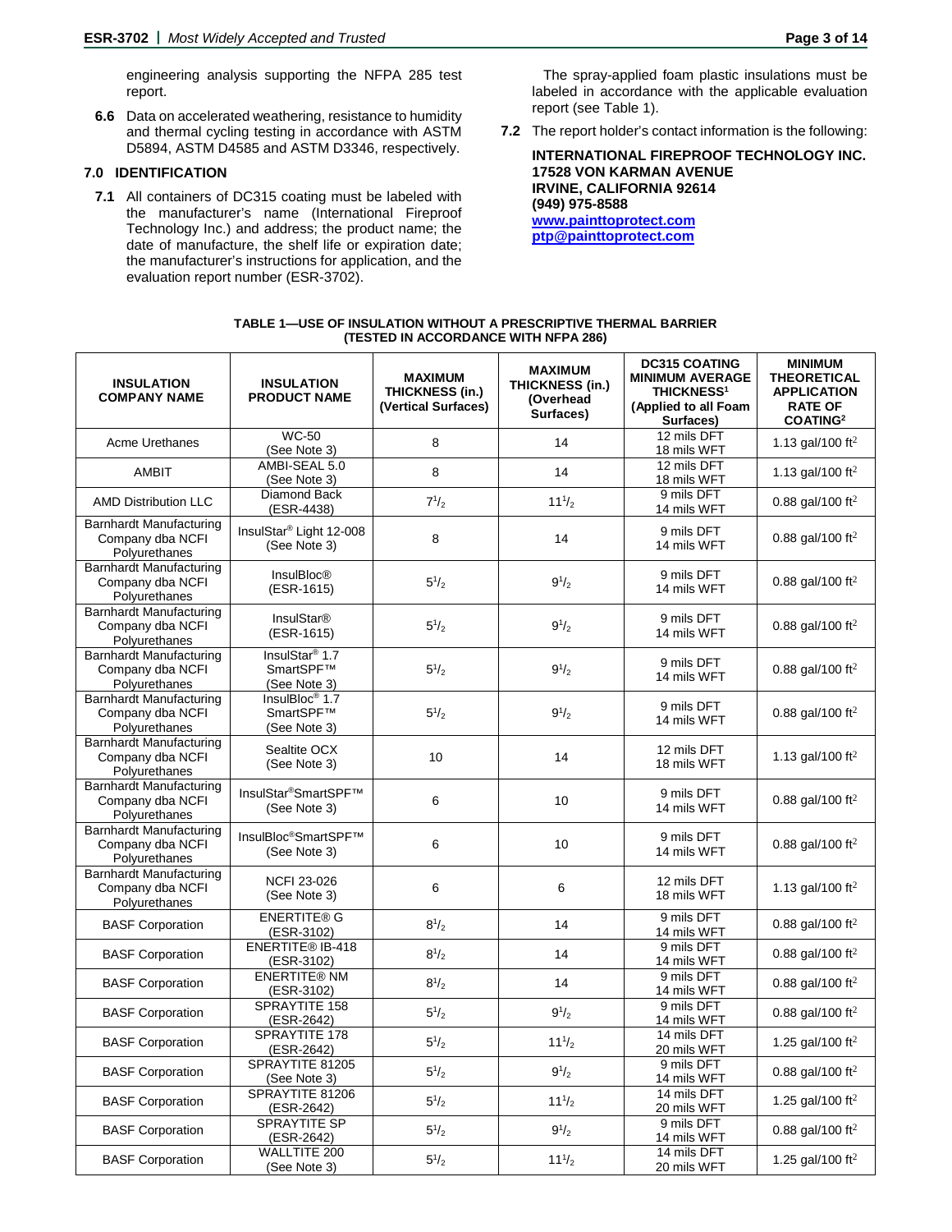engineering analysis supporting the NFPA 285 test report.

**6.6** Data on accelerated weathering, resistance to humidity and thermal cycling testing in accordance with ASTM D5894, ASTM D4585 and ASTM D3346, respectively.

## 7.0 IDENTIFICATION

**7.1** All containers of DC315 coating must be labeled with the manufacturer's name (International Fireproof Technology Inc.) and address; the product name; the date of manufacture, the shelf life or expiration date; the manufacturer's instructions for application, and the evaluation report number (ESR-3702).

The spray-applied foam plastic insulations must be labeled in accordance with the applicable evaluation report (see Table 1).

**7.2** The report holder's contact information is the following:

**INTERNATIONAL FIREPROOF TECHNOLOGY INC.**
**17528 VON KARMAN AVENUE**
**IRVINE, CALIFORNIA 92614**
**(949) 975-8588**
**www.painttoprotect.com**
**ptp@painttoprotect.com**

**TABLE 1—USE OF INSULATION WITHOUT A PRESCRIPTIVE THERMAL BARRIER (TESTED IN ACCORDANCE WITH NFPA 286)**

| INSULATION COMPANY NAME | INSULATION PRODUCT NAME | MAXIMUM THICKNESS (in.) (Vertical Surfaces) | MAXIMUM THICKNESS (in.) (Overhead Surfaces) | DC315 COATING MINIMUM AVERAGE THICKNESS[1] (Applied to all Foam Surfaces) | MINIMUM THEORETICAL APPLICATION RATE OF COATING[2] |
|---|---|---|---|---|---|
| Acme Urethanes | WC-50 (See Note 3) | 8 | 14 | 12 mils DFT 18 mils WFT | 1.13 gal/100 ft$^2$ |
| AMBIT | AMBI-SEAL 5.0 (See Note 3) | 8 | 14 | 12 mils DFT 18 mils WFT | 1.13 gal/100 ft$^2$ |
| AMD Distribution LLC | Diamond Back (ESR-4438) | $7^1/_2$ | $11^1/_2$ | 9 mils DFT 14 mils WFT | 0.88 gal/100 ft$^2$ |
| Barnhardt Manufacturing Company dba NCFI Polyurethanes | InsulStar® Light 12-008 (See Note 3) | 8 | 14 | 9 mils DFT 14 mils WFT | 0.88 gal/100 ft$^2$ |
| Barnhardt Manufacturing Company dba NCFI Polyurethanes | InsulBloc® (ESR-1615) | $5^1/_2$ | $9^1/_2$ | 9 mils DFT 14 mils WFT | 0.88 gal/100 ft$^2$ |
| Barnhardt Manufacturing Company dba NCFI Polyurethanes | InsulStar® (ESR-1615) | $5^1/_2$ | $9^1/_2$ | 9 mils DFT 14 mils WFT | 0.88 gal/100 ft$^2$ |
| Barnhardt Manufacturing Company dba NCFI Polyurethanes | InsulStar® 1.7 SmartSPF™ (See Note 3) | $5^1/_2$ | $9^1/_2$ | 9 mils DFT 14 mils WFT | 0.88 gal/100 ft$^2$ |
| Barnhardt Manufacturing Company dba NCFI Polyurethanes | InsulBloc® 1.7 SmartSPF™ (See Note 3) | $5^1/_2$ | $9^1/_2$ | 9 mils DFT 14 mils WFT | 0.88 gal/100 ft$^2$ |
| Barnhardt Manufacturing Company dba NCFI Polyurethanes | Sealtite OCX (See Note 3) | 10 | 14 | 12 mils DFT 18 mils WFT | 1.13 gal/100 ft$^2$ |
| Barnhardt Manufacturing Company dba NCFI Polyurethanes | InsulStar®SmartSPF™ (See Note 3) | 6 | 10 | 9 mils DFT 14 mils WFT | 0.88 gal/100 ft$^2$ |
| Barnhardt Manufacturing Company dba NCFI Polyurethanes | InsulBloc®SmartSPF™ (See Note 3) | 6 | 10 | 9 mils DFT 14 mils WFT | 0.88 gal/100 ft$^2$ |
| Barnhardt Manufacturing Company dba NCFI Polyurethanes | NCFI 23-026 (See Note 3) | 6 | 6 | 12 mils DFT 18 mils WFT | 1.13 gal/100 ft$^2$ |
| BASF Corporation | ENERTITE® G (ESR-3102) | $8^1/_2$ | 14 | 9 mils DFT 14 mils WFT | 0.88 gal/100 ft$^2$ |
| BASF Corporation | ENERTITE® IB-418 (ESR-3102) | $8^1/_2$ | 14 | 9 mils DFT 14 mils WFT | 0.88 gal/100 ft$^2$ |
| BASF Corporation | ENERTITE® NM (ESR-3102) | $8^1/_2$ | 14 | 9 mils DFT 14 mils WFT | 0.88 gal/100 ft$^2$ |
| BASF Corporation | SPRAYTITE 158 (ESR-2642) | $5^1/_2$ | $9^1/_2$ | 9 mils DFT 14 mils WFT | 0.88 gal/100 ft$^2$ |
| BASF Corporation | SPRAYTITE 178 (ESR-2642) | $5^1/_2$ | $11^1/_2$ | 14 mils DFT 20 mils WFT | 1.25 gal/100 ft$^2$ |
| BASF Corporation | SPRAYTITE 81205 (See Note 3) | $5^1/_2$ | $9^1/_2$ | 9 mils DFT 14 mils WFT | 0.88 gal/100 ft$^2$ |
| BASF Corporation | SPRAYTITE 81206 (ESR-2642) | $5^1/_2$ | $11^1/_2$ | 14 mils DFT 20 mils WFT | 1.25 gal/100 ft$^2$ |
| BASF Corporation | SPRAYTITE SP (ESR-2642) | $5^1/_2$ | $9^1/_2$ | 9 mils DFT 14 mils WFT | 0.88 gal/100 ft$^2$ |
| BASF Corporation | WALLTITE 200 (See Note 3) | $5^1/_2$ | $11^1/_2$ | 14 mils DFT 20 mils WFT | 1.25 gal/100 ft$^2$ |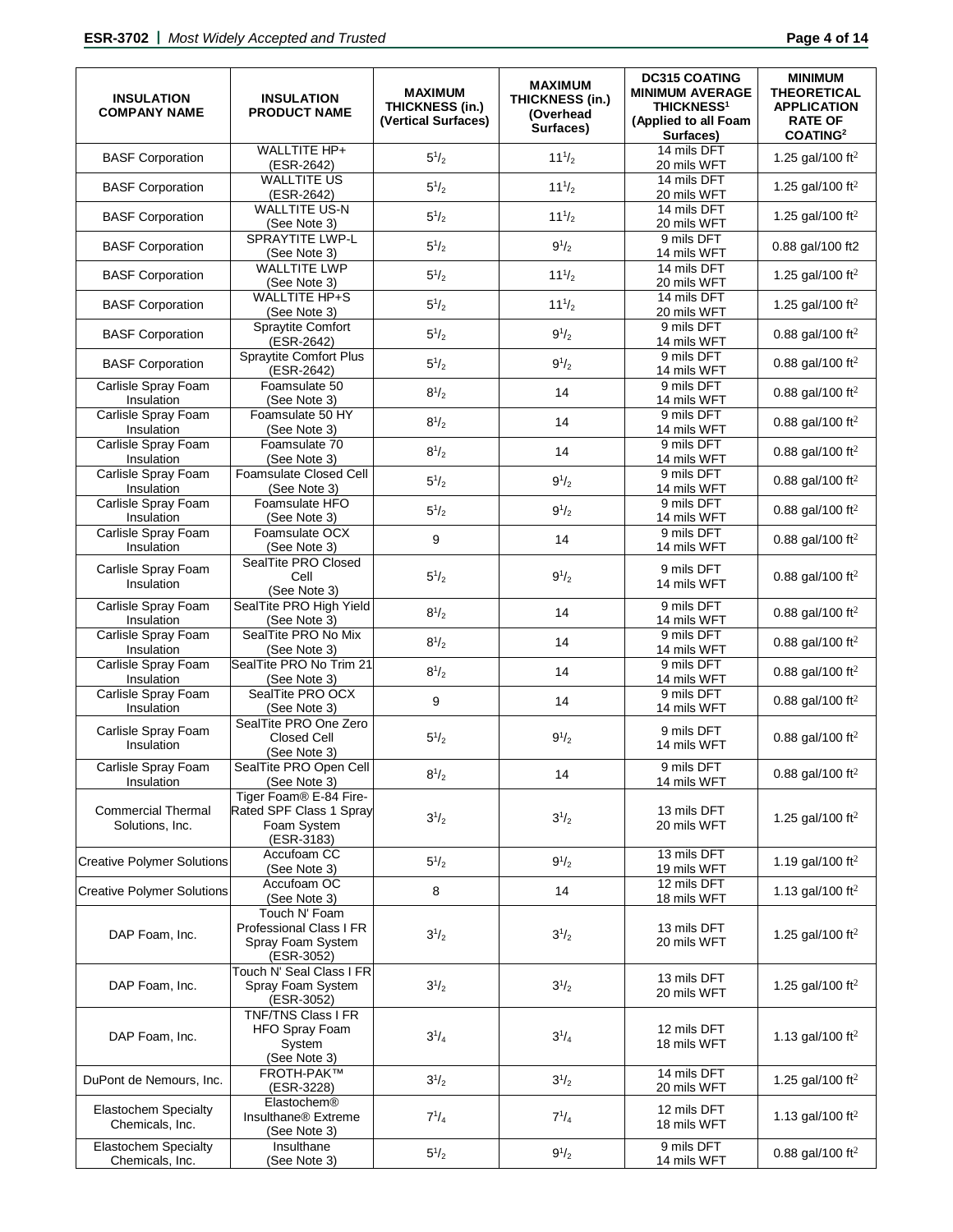| INSULATION COMPANY NAME | INSULATION PRODUCT NAME | MAXIMUM THICKNESS (in.) (Vertical Surfaces) | MAXIMUM THICKNESS (in.) (Overhead Surfaces) | DC315 COATING MINIMUM AVERAGE THICKNESS[1] (Applied to all Foam Surfaces) | MINIMUM THEORETICAL APPLICATION RATE OF COATING[2] |
|---|---|---|---|---|---|
| BASF Corporation | WALLTITE HP+ (ESR-2642) | $5^1/_2$ | $11^1/_2$ | 14 mils DFT 20 mils WFT | 1.25 gal/100 ft$^2$ |
| BASF Corporation | WALLTITE US (ESR-2642) | $5^1/_2$ | $11^1/_2$ | 14 mils DFT 20 mils WFT | 1.25 gal/100 ft$^2$ |
| BASF Corporation | WALLTITE US-N (See Note 3) | $5^1/_2$ | $11^1/_2$ | 14 mils DFT 20 mils WFT | 1.25 gal/100 ft$^2$ |
| BASF Corporation | SPRAYTITE LWP-L (See Note 3) | $5^1/_2$ | $9^1/_2$ | 9 mils DFT 14 mils WFT | 0.88 gal/100 ft2 |
| BASF Corporation | WALLTITE LWP (See Note 3) | $5^1/_2$ | $11^1/_2$ | 14 mils DFT 20 mils WFT | 1.25 gal/100 ft$^2$ |
| BASF Corporation | WALLTITE HP+S (See Note 3) | $5^1/_2$ | $11^1/_2$ | 14 mils DFT 20 mils WFT | 1.25 gal/100 ft$^2$ |
| BASF Corporation | Spraytite Comfort (ESR-2642) | $5^1/_2$ | $9^1/_2$ | 9 mils DFT 14 mils WFT | 0.88 gal/100 ft$^2$ |
| BASF Corporation | Spraytite Comfort Plus (ESR-2642) | $5^1/_2$ | $9^1/_2$ | 9 mils DFT 14 mils WFT | 0.88 gal/100 ft$^2$ |
| Carlisle Spray Foam Insulation | Foamsulate 50 (See Note 3) | $8^1/_2$ | 14 | 9 mils DFT 14 mils WFT | 0.88 gal/100 ft$^2$ |
| Carlisle Spray Foam Insulation | Foamsulate 50 HY (See Note 3) | $8^1/_2$ | 14 | 9 mils DFT 14 mils WFT | 0.88 gal/100 ft$^2$ |
| Carlisle Spray Foam Insulation | Foamsulate 70 (See Note 3) | $8^1/_2$ | 14 | 9 mils DFT 14 mils WFT | 0.88 gal/100 ft$^2$ |
| Carlisle Spray Foam Insulation | Foamsulate Closed Cell (See Note 3) | $5^1/_2$ | $9^1/_2$ | 9 mils DFT 14 mils WFT | 0.88 gal/100 ft$^2$ |
| Carlisle Spray Foam Insulation | Foamsulate HFO (See Note 3) | $5^1/_2$ | $9^1/_2$ | 9 mils DFT 14 mils WFT | 0.88 gal/100 ft$^2$ |
| Carlisle Spray Foam Insulation | Foamsulate OCX (See Note 3) | 9 | 14 | 9 mils DFT 14 mils WFT | 0.88 gal/100 ft$^2$ |
| Carlisle Spray Foam Insulation | SealTite PRO Closed Cell (See Note 3) | $5^1/_2$ | $9^1/_2$ | 9 mils DFT 14 mils WFT | 0.88 gal/100 ft$^2$ |
| Carlisle Spray Foam Insulation | SealTite PRO High Yield (See Note 3) | $8^1/_2$ | 14 | 9 mils DFT 14 mils WFT | 0.88 gal/100 ft$^2$ |
| Carlisle Spray Foam Insulation | SealTite PRO No Mix (See Note 3) | $8^1/_2$ | 14 | 9 mils DFT 14 mils WFT | 0.88 gal/100 ft$^2$ |
| Carlisle Spray Foam Insulation | SealTite PRO No Trim 21 (See Note 3) | $8^1/_2$ | 14 | 9 mils DFT 14 mils WFT | 0.88 gal/100 ft$^2$ |
| Carlisle Spray Foam Insulation | SealTite PRO OCX (See Note 3) | 9 | 14 | 9 mils DFT 14 mils WFT | 0.88 gal/100 ft$^2$ |
| Carlisle Spray Foam Insulation | SealTite PRO One Zero Closed Cell (See Note 3) | $5^1/_2$ | $9^1/_2$ | 9 mils DFT 14 mils WFT | 0.88 gal/100 ft$^2$ |
| Carlisle Spray Foam Insulation | SealTite PRO Open Cell (See Note 3) | $8^1/_2$ | 14 | 9 mils DFT 14 mils WFT | 0.88 gal/100 ft$^2$ |
| Commercial Thermal Solutions, Inc. | Tiger Foam® E-84 Fire-Rated SPF Class 1 Spray Foam System (ESR-3183) | $3^1/_2$ | $3^1/_2$ | 13 mils DFT 20 mils WFT | 1.25 gal/100 ft$^2$ |
| Creative Polymer Solutions | Accufoam CC (See Note 3) | $5^1/_2$ | $9^1/_2$ | 13 mils DFT 19 mils WFT | 1.19 gal/100 ft$^2$ |
| Creative Polymer Solutions | Accufoam OC (See Note 3) | 8 | 14 | 12 mils DFT 18 mils WFT | 1.13 gal/100 ft$^2$ |
| DAP Foam, Inc. | Touch N' Foam Professional Class I FR Spray Foam System (ESR-3052) | $3^1/_2$ | $3^1/_2$ | 13 mils DFT 20 mils WFT | 1.25 gal/100 ft$^2$ |
| DAP Foam, Inc. | Touch N' Seal Class I FR Spray Foam System (ESR-3052) | $3^1/_2$ | $3^1/_2$ | 13 mils DFT 20 mils WFT | 1.25 gal/100 ft$^2$ |
| DAP Foam, Inc. | TNF/TNS Class I FR HFO Spray Foam System (See Note 3) | $3^1/_4$ | $3^1/_4$ | 12 mils DFT 18 mils WFT | 1.13 gal/100 ft$^2$ |
| DuPont de Nemours, Inc. | FROTH-PAK™ (ESR-3228) | $3^1/_2$ | $3^1/_2$ | 14 mils DFT 20 mils WFT | 1.25 gal/100 ft$^2$ |
| Elastochem Specialty Chemicals, Inc. | Elastochem® Insulthane® Extreme (See Note 3) | $7^1/_4$ | $7^1/_4$ | 12 mils DFT 18 mils WFT | 1.13 gal/100 ft$^2$ |
| Elastochem Specialty Chemicals, Inc. | Insulthane (See Note 3) | $5^1/_2$ | $9^1/_2$ | 9 mils DFT 14 mils WFT | 0.88 gal/100 ft$^2$ |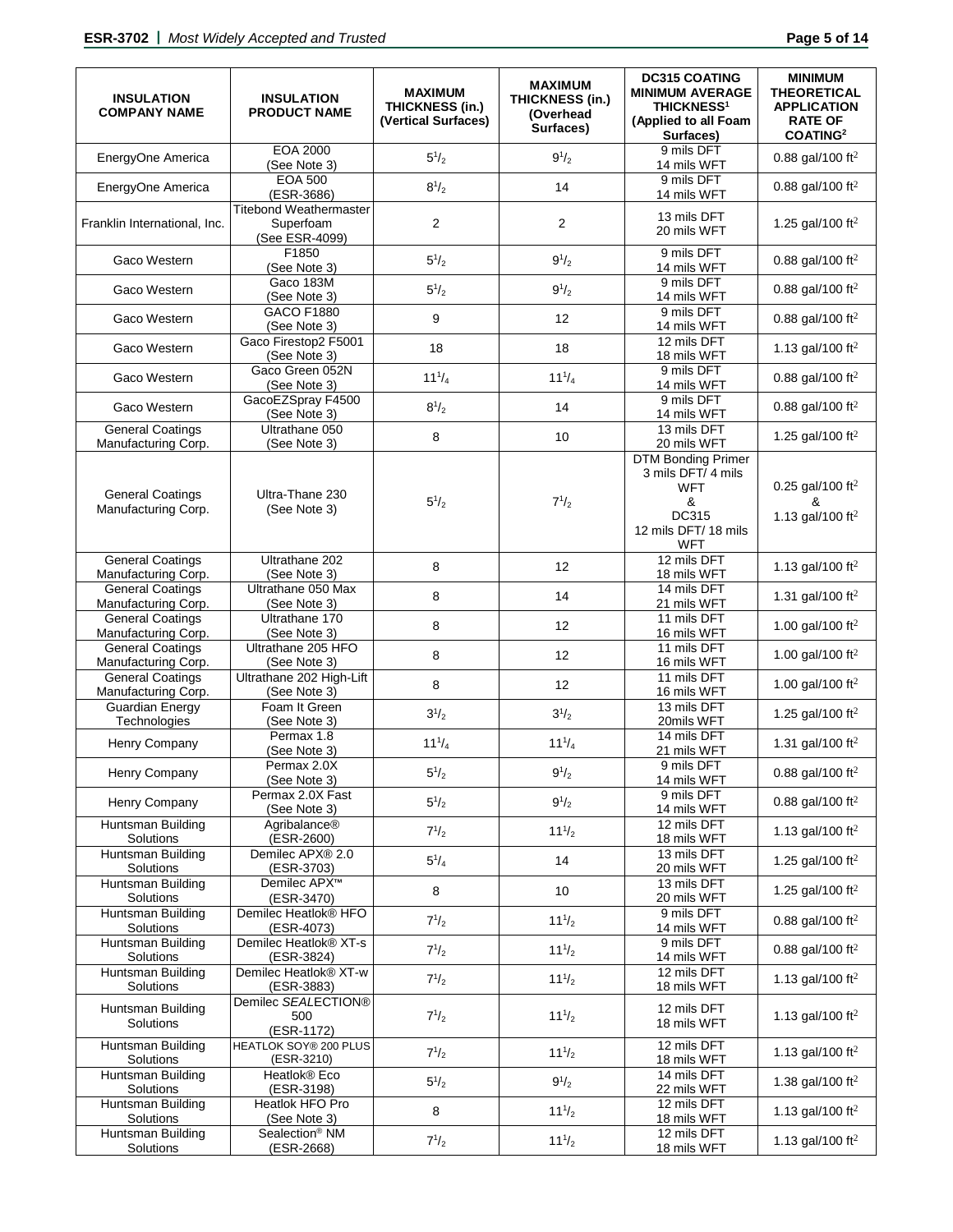| INSULATION COMPANY NAME | INSULATION PRODUCT NAME | MAXIMUM THICKNESS (in.) (Vertical Surfaces) | MAXIMUM THICKNESS (in.) (Overhead Surfaces) | DC315 COATING MINIMUM AVERAGE THICKNESS[1] (Applied to all Foam Surfaces) | MINIMUM THEORETICAL APPLICATION RATE OF COATING[2] |
|---|---|---|---|---|---|
| EnergyOne America | EOA 2000 (See Note 3) | $5^1/_2$ | $9^1/_2$ | 9 mils DFT 14 mils WFT | 0.88 gal/100 ft$^2$ |
| EnergyOne America | EOA 500 (ESR-3686) | $8^1/_2$ | 14 | 9 mils DFT 14 mils WFT | 0.88 gal/100 ft$^2$ |
| Franklin International, Inc. | Titebond Weathermaster Superfoam (See ESR-4099) | 2 | 2 | 13 mils DFT 20 mils WFT | 1.25 gal/100 ft$^2$ |
| Gaco Western | F1850 (See Note 3) | $5^1/_2$ | $9^1/_2$ | 9 mils DFT 14 mils WFT | 0.88 gal/100 ft$^2$ |
| Gaco Western | Gaco 183M (See Note 3) | $5^1/_2$ | $9^1/_2$ | 9 mils DFT 14 mils WFT | 0.88 gal/100 ft$^2$ |
| Gaco Western | GACO F1880 (See Note 3) | 9 | 12 | 9 mils DFT 14 mils WFT | 0.88 gal/100 ft$^2$ |
| Gaco Western | Gaco Firestop2 F5001 (See Note 3) | 18 | 18 | 12 mils DFT 18 mils WFT | 1.13 gal/100 ft$^2$ |
| Gaco Western | Gaco Green 052N (See Note 3) | $11^1/_4$ | $11^1/_4$ | 9 mils DFT 14 mils WFT | 0.88 gal/100 ft$^2$ |
| Gaco Western | GacoEZSpray F4500 (See Note 3) | $8^1/_2$ | 14 | 9 mils DFT 14 mils WFT | 0.88 gal/100 ft$^2$ |
| General Coatings Manufacturing Corp. | Ultrathane 050 (See Note 3) | 8 | 10 | 13 mils DFT 20 mils WFT | 1.25 gal/100 ft$^2$ |
| General Coatings Manufacturing Corp. | Ultra-Thane 230 (See Note 3) | $5^1/_2$ | $7^1/_2$ | DTM Bonding Primer 3 mils DFT/ 4 mils WFT & DC315 12 mils DFT/ 18 mils WFT | 0.25 gal/100 ft$^2$ & 1.13 gal/100 ft$^2$ |
| General Coatings Manufacturing Corp. | Ultrathane 202 (See Note 3) | 8 | 12 | 12 mils DFT 18 mils WFT | 1.13 gal/100 ft$^2$ |
| General Coatings Manufacturing Corp. | Ultrathane 050 Max (See Note 3) | 8 | 14 | 14 mils DFT 21 mils WFT | 1.31 gal/100 ft$^2$ |
| General Coatings Manufacturing Corp. | Ultrathane 170 (See Note 3) | 8 | 12 | 11 mils DFT 16 mils WFT | 1.00 gal/100 ft$^2$ |
| General Coatings Manufacturing Corp. | Ultrathane 205 HFO (See Note 3) | 8 | 12 | 11 mils DFT 16 mils WFT | 1.00 gal/100 ft$^2$ |
| General Coatings Manufacturing Corp. | Ultrathane 202 High-Lift (See Note 3) | 8 | 12 | 11 mils DFT 16 mils WFT | 1.00 gal/100 ft$^2$ |
| Guardian Energy Technologies | Foam It Green (See Note 3) | $3^1/_2$ | $3^1/_2$ | 13 mils DFT 20mils WFT | 1.25 gal/100 ft$^2$ |
| Henry Company | Permax 1.8 (See Note 3) | $11^1/_4$ | $11^1/_4$ | 14 mils DFT 21 mils WFT | 1.31 gal/100 ft$^2$ |
| Henry Company | Permax 2.0X (See Note 3) | $5^1/_2$ | $9^1/_2$ | 9 mils DFT 14 mils WFT | 0.88 gal/100 ft$^2$ |
| Henry Company | Permax 2.0X Fast (See Note 3) | $5^1/_2$ | $9^1/_2$ | 9 mils DFT 14 mils WFT | 0.88 gal/100 ft$^2$ |
| Huntsman Building Solutions | Agribalance® (ESR-2600) | $7^1/_2$ | $11^1/_2$ | 12 mils DFT 18 mils WFT | 1.13 gal/100 ft$^2$ |
| Huntsman Building Solutions | Demilec APX® 2.0 (ESR-3703) | $5^1/_4$ | 14 | 13 mils DFT 20 mils WFT | 1.25 gal/100 ft$^2$ |
| Huntsman Building Solutions | Demilec APX™ (ESR-3470) | 8 | 10 | 13 mils DFT 20 mils WFT | 1.25 gal/100 ft$^2$ |
| Huntsman Building Solutions | Demilec Heatlok® HFO (ESR-4073) | $7^1/_2$ | $11^1/_2$ | 9 mils DFT 14 mils WFT | 0.88 gal/100 ft$^2$ |
| Huntsman Building Solutions | Demilec Heatlok® XT-s (ESR-3824) | $7^1/_2$ | $11^1/_2$ | 9 mils DFT 14 mils WFT | 0.88 gal/100 ft$^2$ |
| Huntsman Building Solutions | Demilec Heatlok® XT-w (ESR-3883) | $7^1/_2$ | $11^1/_2$ | 12 mils DFT 18 mils WFT | 1.13 gal/100 ft$^2$ |
| Huntsman Building Solutions | Demilec *SEALECTION*® 500 (ESR-1172) | $7^1/_2$ | $11^1/_2$ | 12 mils DFT 18 mils WFT | 1.13 gal/100 ft$^2$ |
| Huntsman Building Solutions | HEATLOK SOY® 200 PLUS (ESR-3210) | $7^1/_2$ | $11^1/_2$ | 12 mils DFT 18 mils WFT | 1.13 gal/100 ft$^2$ |
| Huntsman Building Solutions | Heatlok® Eco (ESR-3198) | $5^1/_2$ | $9^1/_2$ | 14 mils DFT 22 mils WFT | 1.38 gal/100 ft$^2$ |
| Huntsman Building Solutions | Heatlok HFO Pro (See Note 3) | 8 | $11^1/_2$ | 12 mils DFT 18 mils WFT | 1.13 gal/100 ft$^2$ |
| Huntsman Building Solutions | Sealection® NM (ESR-2668) | $7^1/_2$ | $11^1/_2$ | 12 mils DFT 18 mils WFT | 1.13 gal/100 ft$^2$ |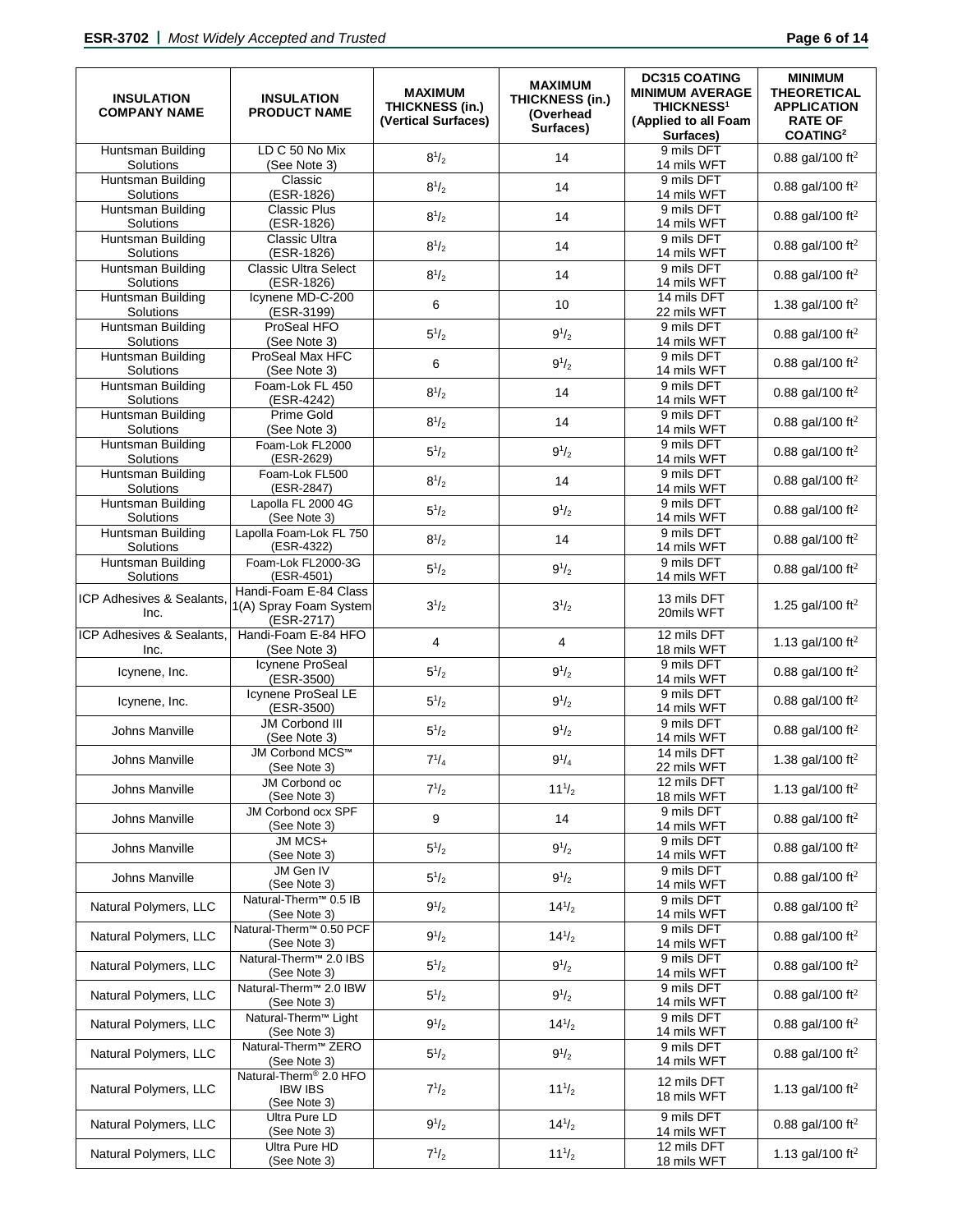| INSULATION COMPANY NAME | INSULATION PRODUCT NAME | MAXIMUM THICKNESS (in.) (Vertical Surfaces) | MAXIMUM THICKNESS (in.) (Overhead Surfaces) | DC315 COATING MINIMUM AVERAGE THICKNESS[1] (Applied to all Foam Surfaces) | MINIMUM THEORETICAL APPLICATION RATE OF COATING[2] |
|---|---|---|---|---|---|
| Huntsman Building Solutions | LD C 50 No Mix (See Note 3) | $8^{1}/_{2}$ | 14 | 9 mils DFT 14 mils WFT | 0.88 gal/100 ft$^2$ |
| Huntsman Building Solutions | Classic (ESR-1826) | $8^{1}/_{2}$ | 14 | 9 mils DFT 14 mils WFT | 0.88 gal/100 ft$^2$ |
| Huntsman Building Solutions | Classic Plus (ESR-1826) | $8^{1}/_{2}$ | 14 | 9 mils DFT 14 mils WFT | 0.88 gal/100 ft$^2$ |
| Huntsman Building Solutions | Classic Ultra (ESR-1826) | $8^{1}/_{2}$ | 14 | 9 mils DFT 14 mils WFT | 0.88 gal/100 ft$^2$ |
| Huntsman Building Solutions | Classic Ultra Select (ESR-1826) | $8^{1}/_{2}$ | 14 | 9 mils DFT 14 mils WFT | 0.88 gal/100 ft$^2$ |
| Huntsman Building Solutions | Icynene MD-C-200 (ESR-3199) | 6 | 10 | 14 mils DFT 22 mils WFT | 1.38 gal/100 ft$^2$ |
| Huntsman Building Solutions | ProSeal HFO (See Note 3) | $5^{1}/_{2}$ | $9^{1}/_{2}$ | 9 mils DFT 14 mils WFT | 0.88 gal/100 ft$^2$ |
| Huntsman Building Solutions | ProSeal Max HFC (See Note 3) | 6 | $9^{1}/_{2}$ | 9 mils DFT 14 mils WFT | 0.88 gal/100 ft$^2$ |
| Huntsman Building Solutions | Foam-Lok FL 450 (ESR-4242) | $8^{1}/_{2}$ | 14 | 9 mils DFT 14 mils WFT | 0.88 gal/100 ft$^2$ |
| Huntsman Building Solutions | Prime Gold (See Note 3) | $8^{1}/_{2}$ | 14 | 9 mils DFT 14 mils WFT | 0.88 gal/100 ft$^2$ |
| Huntsman Building Solutions | Foam-Lok FL2000 (ESR-2629) | $5^{1}/_{2}$ | $9^{1}/_{2}$ | 9 mils DFT 14 mils WFT | 0.88 gal/100 ft$^2$ |
| Huntsman Building Solutions | Foam-Lok FL500 (ESR-2847) | $8^{1}/_{2}$ | 14 | 9 mils DFT 14 mils WFT | 0.88 gal/100 ft$^2$ |
| Huntsman Building Solutions | Lapolla FL 2000 4G (See Note 3) | $5^{1}/_{2}$ | $9^{1}/_{2}$ | 9 mils DFT 14 mils WFT | 0.88 gal/100 ft$^2$ |
| Huntsman Building Solutions | Lapolla Foam-Lok FL 750 (ESR-4322) | $8^{1}/_{2}$ | 14 | 9 mils DFT 14 mils WFT | 0.88 gal/100 ft$^2$ |
| Huntsman Building Solutions | Foam-Lok FL2000-3G (ESR-4501) | $5^{1}/_{2}$ | $9^{1}/_{2}$ | 9 mils DFT 14 mils WFT | 0.88 gal/100 ft$^2$ |
| ICP Adhesives & Sealants, Inc. | Handi-Foam E-84 Class 1(A) Spray Foam System (ESR-2717) | $3^{1}/_{2}$ | $3^{1}/_{2}$ | 13 mils DFT 20mils WFT | 1.25 gal/100 ft$^2$ |
| ICP Adhesives & Sealants, Inc. | Handi-Foam E-84 HFO (See Note 3) | 4 | 4 | 12 mils DFT 18 mils WFT | 1.13 gal/100 ft$^2$ |
| Icynene, Inc. | Icynene ProSeal (ESR-3500) | $5^{1}/_{2}$ | $9^{1}/_{2}$ | 9 mils DFT 14 mils WFT | 0.88 gal/100 ft$^2$ |
| Icynene, Inc. | Icynene ProSeal LE (ESR-3500) | $5^{1}/_{2}$ | $9^{1}/_{2}$ | 9 mils DFT 14 mils WFT | 0.88 gal/100 ft$^2$ |
| Johns Manville | JM Corbond III (See Note 3) | $5^{1}/_{2}$ | $9^{1}/_{2}$ | 9 mils DFT 14 mils WFT | 0.88 gal/100 ft$^2$ |
| Johns Manville | JM Corbond MCS™ (See Note 3) | $7^{1}/_{4}$ | $9^{1}/_{4}$ | 14 mils DFT 22 mils WFT | 1.38 gal/100 ft$^2$ |
| Johns Manville | JM Corbond oc (See Note 3) | $7^{1}/_{2}$ | $11^{1}/_{2}$ | 12 mils DFT 18 mils WFT | 1.13 gal/100 ft$^2$ |
| Johns Manville | JM Corbond ocx SPF (See Note 3) | 9 | 14 | 9 mils DFT 14 mils WFT | 0.88 gal/100 ft$^2$ |
| Johns Manville | JM MCS+ (See Note 3) | $5^{1}/_{2}$ | $9^{1}/_{2}$ | 9 mils DFT 14 mils WFT | 0.88 gal/100 ft$^2$ |
| Johns Manville | JM Gen IV (See Note 3) | $5^{1}/_{2}$ | $9^{1}/_{2}$ | 9 mils DFT 14 mils WFT | 0.88 gal/100 ft$^2$ |
| Natural Polymers, LLC | Natural-Therm™ 0.5 IB (See Note 3) | $9^{1}/_{2}$ | $14^{1}/_{2}$ | 9 mils DFT 14 mils WFT | 0.88 gal/100 ft$^2$ |
| Natural Polymers, LLC | Natural-Therm™ 0.50 PCF (See Note 3) | $9^{1}/_{2}$ | $14^{1}/_{2}$ | 9 mils DFT 14 mils WFT | 0.88 gal/100 ft$^2$ |
| Natural Polymers, LLC | Natural-Therm™ 2.0 IBS (See Note 3) | $5^{1}/_{2}$ | $9^{1}/_{2}$ | 9 mils DFT 14 mils WFT | 0.88 gal/100 ft$^2$ |
| Natural Polymers, LLC | Natural-Therm™ 2.0 IBW (See Note 3) | $5^{1}/_{2}$ | $9^{1}/_{2}$ | 9 mils DFT 14 mils WFT | 0.88 gal/100 ft$^2$ |
| Natural Polymers, LLC | Natural-Therm™ Light (See Note 3) | $9^{1}/_{2}$ | $14^{1}/_{2}$ | 9 mils DFT 14 mils WFT | 0.88 gal/100 ft$^2$ |
| Natural Polymers, LLC | Natural-Therm™ ZERO (See Note 3) | $5^{1}/_{2}$ | $9^{1}/_{2}$ | 9 mils DFT 14 mils WFT | 0.88 gal/100 ft$^2$ |
| Natural Polymers, LLC | Natural-Therm® 2.0 HFO IBW IBS (See Note 3) | $7^{1}/_{2}$ | $11^{1}/_{2}$ | 12 mils DFT 18 mils WFT | 1.13 gal/100 ft$^2$ |
| Natural Polymers, LLC | Ultra Pure LD (See Note 3) | $9^{1}/_{2}$ | $14^{1}/_{2}$ | 9 mils DFT 14 mils WFT | 0.88 gal/100 ft$^2$ |
| Natural Polymers, LLC | Ultra Pure HD (See Note 3) | $7^{1}/_{2}$ | $11^{1}/_{2}$ | 12 mils DFT 18 mils WFT | 1.13 gal/100 ft$^2$ |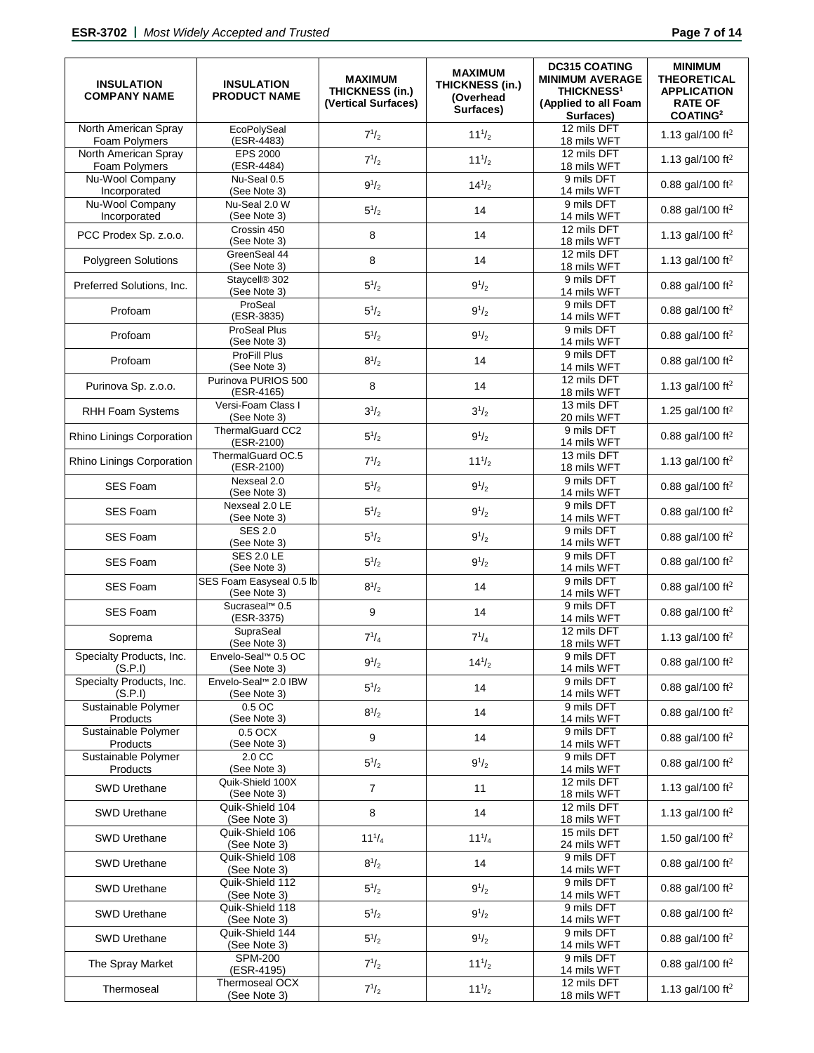| INSULATION COMPANY NAME | INSULATION PRODUCT NAME | MAXIMUM THICKNESS (in.) (Vertical Surfaces) | MAXIMUM THICKNESS (in.) (Overhead Surfaces) | DC315 COATING MINIMUM AVERAGE THICKNESS[1] (Applied to all Foam Surfaces) | MINIMUM THEORETICAL APPLICATION RATE OF COATING[2] |
|---|---|---|---|---|---|
| North American Spray Foam Polymers | EcoPolySeal (ESR-4483) | $7^1/_2$ | $11^1/_2$ | 12 mils DFT 18 mils WFT | 1.13 gal/100 ft$^2$ |
| North American Spray Foam Polymers | EPS 2000 (ESR-4484) | $7^1/_2$ | $11^1/_2$ | 12 mils DFT 18 mils WFT | 1.13 gal/100 ft$^2$ |
| Nu-Wool Company Incorporated | Nu-Seal 0.5 (See Note 3) | $9^1/_2$ | $14^1/_2$ | 9 mils DFT 14 mils WFT | 0.88 gal/100 ft$^2$ |
| Nu-Wool Company Incorporated | Nu-Seal 2.0 W (See Note 3) | $5^1/_2$ | 14 | 9 mils DFT 14 mils WFT | 0.88 gal/100 ft$^2$ |
| PCC Prodex Sp. z.o.o. | Crossin 450 (See Note 3) | 8 | 14 | 12 mils DFT 18 mils WFT | 1.13 gal/100 ft$^2$ |
| Polygreen Solutions | GreenSeal 44 (See Note 3) | 8 | 14 | 12 mils DFT 18 mils WFT | 1.13 gal/100 ft$^2$ |
| Preferred Solutions, Inc. | Staycell® 302 (See Note 3) | $5^1/_2$ | $9^1/_2$ | 9 mils DFT 14 mils WFT | 0.88 gal/100 ft$^2$ |
| Profoam | ProSeal (ESR-3835) | $5^1/_2$ | $9^1/_2$ | 9 mils DFT 14 mils WFT | 0.88 gal/100 ft$^2$ |
| Profoam | ProSeal Plus (See Note 3) | $5^1/_2$ | $9^1/_2$ | 9 mils DFT 14 mils WFT | 0.88 gal/100 ft$^2$ |
| Profoam | ProFill Plus (See Note 3) | $8^1/_2$ | 14 | 9 mils DFT 14 mils WFT | 0.88 gal/100 ft$^2$ |
| Purinova Sp. z.o.o. | Purinova PURIOS 500 (ESR-4165) | 8 | 14 | 12 mils DFT 18 mils WFT | 1.13 gal/100 ft$^2$ |
| RHH Foam Systems | Versi-Foam Class I (See Note 3) | $3^1/_2$ | $3^1/_2$ | 13 mils DFT 20 mils WFT | 1.25 gal/100 ft$^2$ |
| Rhino Linings Corporation | ThermalGuard CC2 (ESR-2100) | $5^1/_2$ | $9^1/_2$ | 9 mils DFT 14 mils WFT | 0.88 gal/100 ft$^2$ |
| Rhino Linings Corporation | ThermalGuard OC.5 (ESR-2100) | $7^1/_2$ | $11^1/_2$ | 13 mils DFT 18 mils WFT | 1.13 gal/100 ft$^2$ |
| SES Foam | Nexseal 2.0 (See Note 3) | $5^1/_2$ | $9^1/_2$ | 9 mils DFT 14 mils WFT | 0.88 gal/100 ft$^2$ |
| SES Foam | Nexseal 2.0 LE (See Note 3) | $5^1/_2$ | $9^1/_2$ | 9 mils DFT 14 mils WFT | 0.88 gal/100 ft$^2$ |
| SES Foam | SES 2.0 (See Note 3) | $5^1/_2$ | $9^1/_2$ | 9 mils DFT 14 mils WFT | 0.88 gal/100 ft$^2$ |
| SES Foam | SES 2.0 LE (See Note 3) | $5^1/_2$ | $9^1/_2$ | 9 mils DFT 14 mils WFT | 0.88 gal/100 ft$^2$ |
| SES Foam | SES Foam Easyseal 0.5 lb (See Note 3) | $8^1/_2$ | 14 | 9 mils DFT 14 mils WFT | 0.88 gal/100 ft$^2$ |
| SES Foam | Sucraseal™ 0.5 (ESR-3375) | 9 | 14 | 9 mils DFT 14 mils WFT | 0.88 gal/100 ft$^2$ |
| Soprema | SupraSeal (See Note 3) | $7^1/_4$ | $7^1/_4$ | 12 mils DFT 18 mils WFT | 1.13 gal/100 ft$^2$ |
| Specialty Products, Inc. (S.P.I) | Envelo-Seal™ 0.5 OC (See Note 3) | $9^1/_2$ | $14^1/_2$ | 9 mils DFT 14 mils WFT | 0.88 gal/100 ft$^2$ |
| Specialty Products, Inc. (S.P.I) | Envelo-Seal™ 2.0 IBW (See Note 3) | $5^1/_2$ | 14 | 9 mils DFT 14 mils WFT | 0.88 gal/100 ft$^2$ |
| Sustainable Polymer Products | 0.5 OC (See Note 3) | $8^1/_2$ | 14 | 9 mils DFT 14 mils WFT | 0.88 gal/100 ft$^2$ |
| Sustainable Polymer Products | 0.5 OCX (See Note 3) | 9 | 14 | 9 mils DFT 14 mils WFT | 0.88 gal/100 ft$^2$ |
| Sustainable Polymer Products | 2.0 CC (See Note 3) | $5^1/_2$ | $9^1/_2$ | 9 mils DFT 14 mils WFT | 0.88 gal/100 ft$^2$ |
| SWD Urethane | Quik-Shield 100X (See Note 3) | 7 | 11 | 12 mils DFT 18 mils WFT | 1.13 gal/100 ft$^2$ |
| SWD Urethane | Quik-Shield 104 (See Note 3) | 8 | 14 | 12 mils DFT 18 mils WFT | 1.13 gal/100 ft$^2$ |
| SWD Urethane | Quik-Shield 106 (See Note 3) | $11^1/_4$ | $11^1/_4$ | 15 mils DFT 24 mils WFT | 1.50 gal/100 ft$^2$ |
| SWD Urethane | Quik-Shield 108 (See Note 3) | $8^1/_2$ | 14 | 9 mils DFT 14 mils WFT | 0.88 gal/100 ft$^2$ |
| SWD Urethane | Quik-Shield 112 (See Note 3) | $5^1/_2$ | $9^1/_2$ | 9 mils DFT 14 mils WFT | 0.88 gal/100 ft$^2$ |
| SWD Urethane | Quik-Shield 118 (See Note 3) | $5^1/_2$ | $9^1/_2$ | 9 mils DFT 14 mils WFT | 0.88 gal/100 ft$^2$ |
| SWD Urethane | Quik-Shield 144 (See Note 3) | $5^1/_2$ | $9^1/_2$ | 9 mils DFT 14 mils WFT | 0.88 gal/100 ft$^2$ |
| The Spray Market | SPM-200 (ESR-4195) | $7^1/_2$ | $11^1/_2$ | 9 mils DFT 14 mils WFT | 0.88 gal/100 ft$^2$ |
| Thermoseal | Thermoseal OCX (See Note 3) | $7^1/_2$ | $11^1/_2$ | 12 mils DFT 18 mils WFT | 1.13 gal/100 ft$^2$ |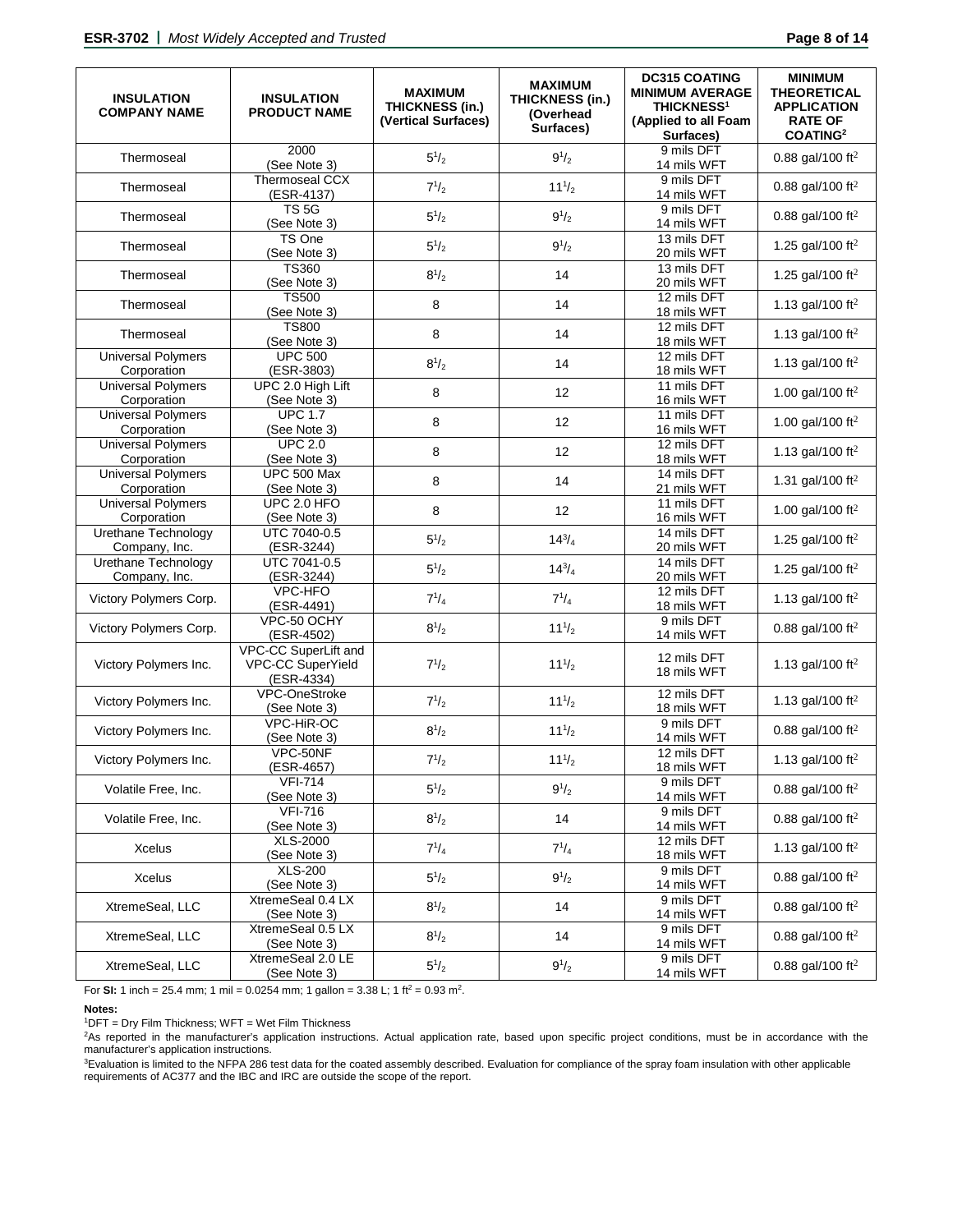| INSULATION COMPANY NAME | INSULATION PRODUCT NAME | MAXIMUM THICKNESS (in.) (Vertical Surfaces) | MAXIMUM THICKNESS (in.) (Overhead Surfaces) | DC315 COATING MINIMUM AVERAGE THICKNESS[1] (Applied to all Foam Surfaces) | MINIMUM THEORETICAL APPLICATION RATE OF COATING[2] |
|---|---|---|---|---|---|
| Thermoseal | 2000 (See Note 3) | $5^1/_2$ | $9^1/_2$ | 9 mils DFT 14 mils WFT | 0.88 gal/100 ft$^2$ |
| Thermoseal | Thermoseal CCX (ESR-4137) | $7^1/_2$ | $11^1/_2$ | 9 mils DFT 14 mils WFT | 0.88 gal/100 ft$^2$ |
| Thermoseal | TS 5G (See Note 3) | $5^1/_2$ | $9^1/_2$ | 9 mils DFT 14 mils WFT | 0.88 gal/100 ft$^2$ |
| Thermoseal | TS One (See Note 3) | $5^1/_2$ | $9^1/_2$ | 13 mils DFT 20 mils WFT | 1.25 gal/100 ft$^2$ |
| Thermoseal | TS360 (See Note 3) | $8^1/_2$ | 14 | 13 mils DFT 20 mils WFT | 1.25 gal/100 ft$^2$ |
| Thermoseal | TS500 (See Note 3) | 8 | 14 | 12 mils DFT 18 mils WFT | 1.13 gal/100 ft$^2$ |
| Thermoseal | TS800 (See Note 3) | 8 | 14 | 12 mils DFT 18 mils WFT | 1.13 gal/100 ft$^2$ |
| Universal Polymers Corporation | UPC 500 (ESR-3803) | $8^1/_2$ | 14 | 12 mils DFT 18 mils WFT | 1.13 gal/100 ft$^2$ |
| Universal Polymers Corporation | UPC 2.0 High Lift (See Note 3) | 8 | 12 | 11 mils DFT 16 mils WFT | 1.00 gal/100 ft$^2$ |
| Universal Polymers Corporation | UPC 1.7 (See Note 3) | 8 | 12 | 11 mils DFT 16 mils WFT | 1.00 gal/100 ft$^2$ |
| Universal Polymers Corporation | UPC 2.0 (See Note 3) | 8 | 12 | 12 mils DFT 18 mils WFT | 1.13 gal/100 ft$^2$ |
| Universal Polymers Corporation | UPC 500 Max (See Note 3) | 8 | 14 | 14 mils DFT 21 mils WFT | 1.31 gal/100 ft$^2$ |
| Universal Polymers Corporation | UPC 2.0 HFO (See Note 3) | 8 | 12 | 11 mils DFT 16 mils WFT | 1.00 gal/100 ft$^2$ |
| Urethane Technology Company, Inc. | UTC 7040-0.5 (ESR-3244) | $5^1/_2$ | $14^3/_4$ | 14 mils DFT 20 mils WFT | 1.25 gal/100 ft$^2$ |
| Urethane Technology Company, Inc. | UTC 7041-0.5 (ESR-3244) | $5^1/_2$ | $14^3/_4$ | 14 mils DFT 20 mils WFT | 1.25 gal/100 ft$^2$ |
| Victory Polymers Corp. | VPC-HFO (ESR-4491) | $7^1/_4$ | $7^1/_4$ | 12 mils DFT 18 mils WFT | 1.13 gal/100 ft$^2$ |
| Victory Polymers Corp. | VPC-50 OCHY (ESR-4502) | $8^1/_2$ | $11^1/_2$ | 9 mils DFT 14 mils WFT | 0.88 gal/100 ft$^2$ |
| Victory Polymers Inc. | VPC-CC SuperLift and VPC-CC SuperYield (ESR-4334) | $7^1/_2$ | $11^1/_2$ | 12 mils DFT 18 mils WFT | 1.13 gal/100 ft$^2$ |
| Victory Polymers Inc. | VPC-OneStroke (See Note 3) | $7^1/_2$ | $11^1/_2$ | 12 mils DFT 18 mils WFT | 1.13 gal/100 ft$^2$ |
| Victory Polymers Inc. | VPC-HiR-OC (See Note 3) | $8^1/_2$ | $11^1/_2$ | 9 mils DFT 14 mils WFT | 0.88 gal/100 ft$^2$ |
| Victory Polymers Inc. | VPC-50NF (ESR-4657) | $7^1/_2$ | $11^1/_2$ | 12 mils DFT 18 mils WFT | 1.13 gal/100 ft$^2$ |
| Volatile Free, Inc. | VFI-714 (See Note 3) | $5^1/_2$ | $9^1/_2$ | 9 mils DFT 14 mils WFT | 0.88 gal/100 ft$^2$ |
| Volatile Free, Inc. | VFI-716 (See Note 3) | $8^1/_2$ | 14 | 9 mils DFT 14 mils WFT | 0.88 gal/100 ft$^2$ |
| Xcelus | XLS-2000 (See Note 3) | $7^1/_4$ | $7^1/_4$ | 12 mils DFT 18 mils WFT | 1.13 gal/100 ft$^2$ |
| Xcelus | XLS-200 (See Note 3) | $5^1/_2$ | $9^1/_2$ | 9 mils DFT 14 mils WFT | 0.88 gal/100 ft$^2$ |
| XtremeSeal, LLC | XtremeSeal 0.4 LX (See Note 3) | $8^1/_2$ | 14 | 9 mils DFT 14 mils WFT | 0.88 gal/100 ft$^2$ |
| XtremeSeal, LLC | XtremeSeal 0.5 LX (See Note 3) | $8^1/_2$ | 14 | 9 mils DFT 14 mils WFT | 0.88 gal/100 ft$^2$ |
| XtremeSeal, LLC | XtremeSeal 2.0 LE (See Note 3) | $5^1/_2$ | $9^1/_2$ | 9 mils DFT 14 mils WFT | 0.88 gal/100 ft$^2$ |

For **SI:** 1 inch = 25.4 mm; 1 mil = 0.0254 mm; 1 gallon = 3.38 L; 1 ft$^2$ = 0.93 m$^2$.

**Notes:**

[1]DFT = Dry Film Thickness; WFT = Wet Film Thickness

[2]As reported in the manufacturer's application instructions. Actual application rate, based upon specific project conditions, must be in accordance with the manufacturer's application instructions.

[3]Evaluation is limited to the NFPA 286 test data for the coated assembly described. Evaluation for compliance of the spray foam insulation with other applicable requirements of AC377 and the IBC and IRC are outside the scope of the report.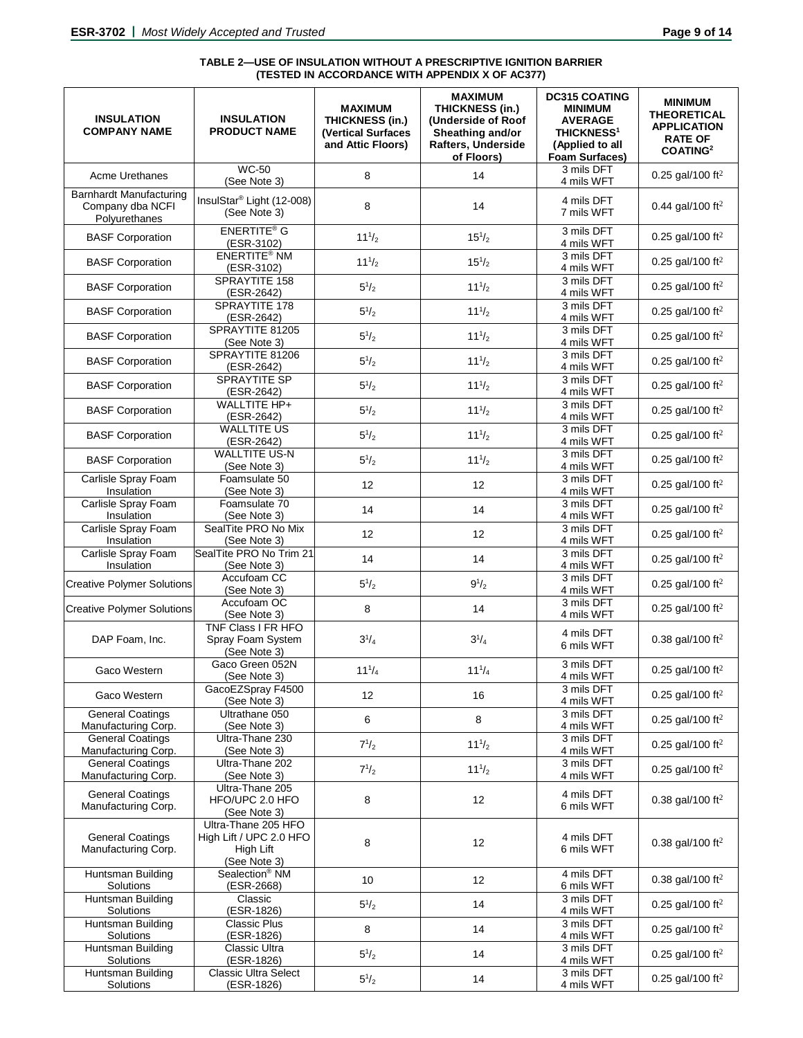**TABLE 2—USE OF INSULATION WITHOUT A PRESCRIPTIVE IGNITION BARRIER (TESTED IN ACCORDANCE WITH APPENDIX X OF AC377)**

| INSULATION COMPANY NAME | INSULATION PRODUCT NAME | MAXIMUM THICKNESS (in.) (Vertical Surfaces and Attic Floors) | MAXIMUM THICKNESS (in.) (Underside of Roof Sheathing and/or Rafters, Underside of Floors) | DC315 COATING MINIMUM AVERAGE THICKNESS[1] (Applied to all Foam Surfaces) | MINIMUM THEORETICAL APPLICATION RATE OF COATING[2] |
|---|---|---|---|---|---|
| Acme Urethanes | WC-50 (See Note 3) | 8 | 14 | 3 mils DFT 4 mils WFT | 0.25 gal/100 ft² |
| Barnhardt Manufacturing Company dba NCFI Polyurethanes | InsulStar® Light (12-008) (See Note 3) | 8 | 14 | 4 mils DFT 7 mils WFT | 0.44 gal/100 ft² |
| BASF Corporation | ENERTITE® G (ESR-3102) | 11$^1/_2$ | 15$^1/_2$ | 3 mils DFT 4 mils WFT | 0.25 gal/100 ft² |
| BASF Corporation | ENERTITE® NM (ESR-3102) | 11$^1/_2$ | 15$^1/_2$ | 3 mils DFT 4 mils WFT | 0.25 gal/100 ft² |
| BASF Corporation | SPRAYTITE 158 (ESR-2642) | 5$^1/_2$ | 11$^1/_2$ | 3 mils DFT 4 mils WFT | 0.25 gal/100 ft² |
| BASF Corporation | SPRAYTITE 178 (ESR-2642) | 5$^1/_2$ | 11$^1/_2$ | 3 mils DFT 4 mils WFT | 0.25 gal/100 ft² |
| BASF Corporation | SPRAYTITE 81205 (See Note 3) | 5$^1/_2$ | 11$^1/_2$ | 3 mils DFT 4 mils WFT | 0.25 gal/100 ft² |
| BASF Corporation | SPRAYTITE 81206 (ESR-2642) | 5$^1/_2$ | 11$^1/_2$ | 3 mils DFT 4 mils WFT | 0.25 gal/100 ft² |
| BASF Corporation | SPRAYTITE SP (ESR-2642) | 5$^1/_2$ | 11$^1/_2$ | 3 mils DFT 4 mils WFT | 0.25 gal/100 ft² |
| BASF Corporation | WALLTITE HP+ (ESR-2642) | 5$^1/_2$ | 11$^1/_2$ | 3 mils DFT 4 mils WFT | 0.25 gal/100 ft² |
| BASF Corporation | WALLTITE US (ESR-2642) | 5$^1/_2$ | 11$^1/_2$ | 3 mils DFT 4 mils WFT | 0.25 gal/100 ft² |
| BASF Corporation | WALLTITE US-N (See Note 3) | 5$^1/_2$ | 11$^1/_2$ | 3 mils DFT 4 mils WFT | 0.25 gal/100 ft² |
| Carlisle Spray Foam Insulation | Foamsulate 50 (See Note 3) | 12 | 12 | 3 mils DFT 4 mils WFT | 0.25 gal/100 ft² |
| Carlisle Spray Foam Insulation | Foamsulate 70 (See Note 3) | 14 | 14 | 3 mils DFT 4 mils WFT | 0.25 gal/100 ft² |
| Carlisle Spray Foam Insulation | SealTite PRO No Mix (See Note 3) | 12 | 12 | 3 mils DFT 4 mils WFT | 0.25 gal/100 ft² |
| Carlisle Spray Foam Insulation | SealTite PRO No Trim 21 (See Note 3) | 14 | 14 | 3 mils DFT 4 mils WFT | 0.25 gal/100 ft² |
| Creative Polymer Solutions | Accufoam CC (See Note 3) | 5$^1/_2$ | 9$^1/_2$ | 3 mils DFT 4 mils WFT | 0.25 gal/100 ft² |
| Creative Polymer Solutions | Accufoam OC (See Note 3) | 8 | 14 | 3 mils DFT 4 mils WFT | 0.25 gal/100 ft² |
| DAP Foam, Inc. | TNF Class I FR HFO Spray Foam System (See Note 3) | 3$^1/_4$ | 3$^1/_4$ | 4 mils DFT 6 mils WFT | 0.38 gal/100 ft² |
| Gaco Western | Gaco Green 052N (See Note 3) | 11$^1/_4$ | 11$^1/_4$ | 3 mils DFT 4 mils WFT | 0.25 gal/100 ft² |
| Gaco Western | GacoEZSpray F4500 (See Note 3) | 12 | 16 | 3 mils DFT 4 mils WFT | 0.25 gal/100 ft² |
| General Coatings Manufacturing Corp. | Ultrathane 050 (See Note 3) | 6 | 8 | 3 mils DFT 4 mils WFT | 0.25 gal/100 ft² |
| General Coatings Manufacturing Corp. | Ultra-Thane 230 (See Note 3) | 7$^1/_2$ | 11$^1/_2$ | 3 mils DFT 4 mils WFT | 0.25 gal/100 ft² |
| General Coatings Manufacturing Corp. | Ultra-Thane 202 (See Note 3) | 7$^1/_2$ | 11$^1/_2$ | 3 mils DFT 4 mils WFT | 0.25 gal/100 ft² |
| General Coatings Manufacturing Corp. | Ultra-Thane 205 HFO/UPC 2.0 HFO (See Note 3) | 8 | 12 | 4 mils DFT 6 mils WFT | 0.38 gal/100 ft² |
| General Coatings Manufacturing Corp. | Ultra-Thane 205 HFO High Lift / UPC 2.0 HFO High Lift (See Note 3) | 8 | 12 | 4 mils DFT 6 mils WFT | 0.38 gal/100 ft² |
| Huntsman Building Solutions | Sealection® NM (ESR-2668) | 10 | 12 | 4 mils DFT 6 mils WFT | 0.38 gal/100 ft² |
| Huntsman Building Solutions | Classic (ESR-1826) | 5$^1/_2$ | 14 | 3 mils DFT 4 mils WFT | 0.25 gal/100 ft² |
| Huntsman Building Solutions | Classic Plus (ESR-1826) | 8 | 14 | 3 mils DFT 4 mils WFT | 0.25 gal/100 ft² |
| Huntsman Building Solutions | Classic Ultra (ESR-1826) | 5$^1/_2$ | 14 | 3 mils DFT 4 mils WFT | 0.25 gal/100 ft² |
| Huntsman Building Solutions | Classic Ultra Select (ESR-1826) | 5$^1/_2$ | 14 | 3 mils DFT 4 mils WFT | 0.25 gal/100 ft² |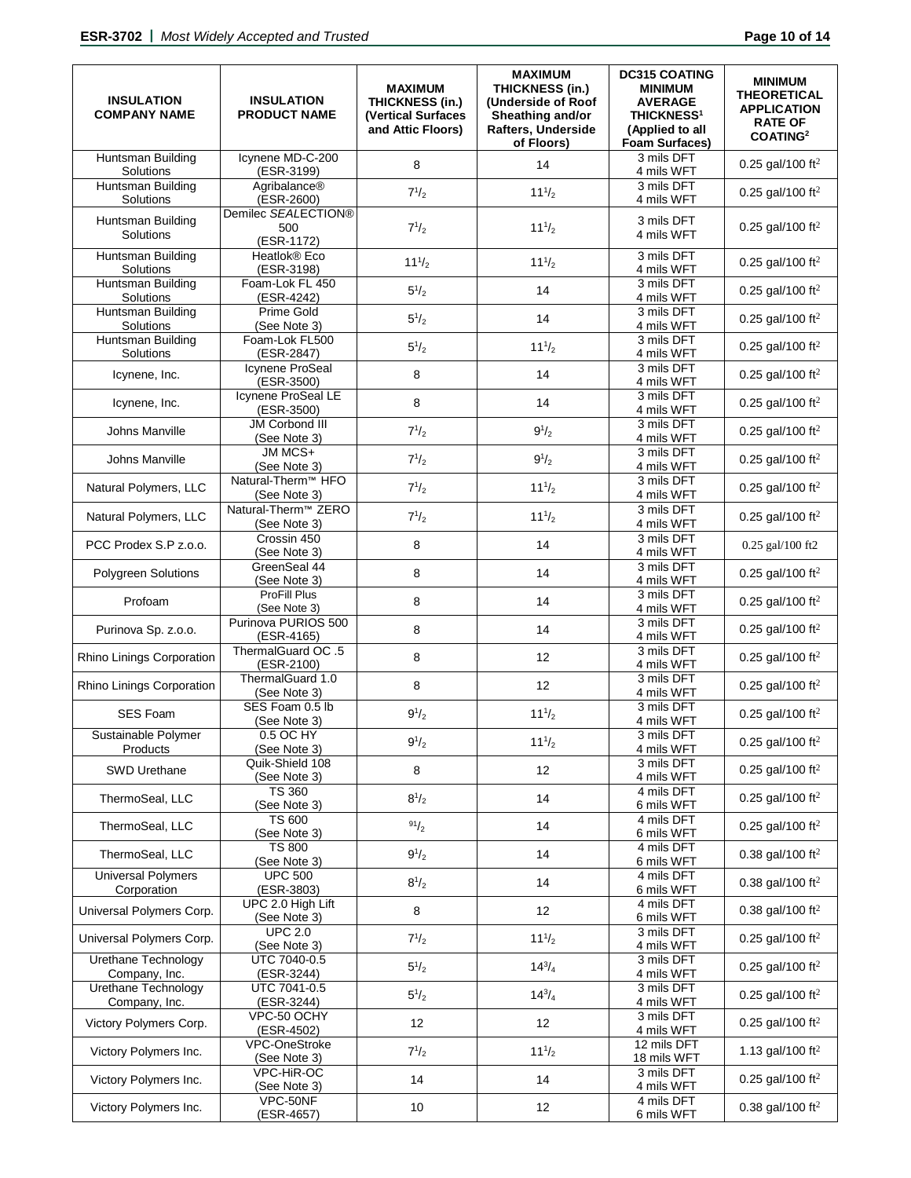| INSULATION COMPANY NAME | INSULATION PRODUCT NAME | MAXIMUM THICKNESS (in.) (Vertical Surfaces and Attic Floors) | MAXIMUM THICKNESS (in.) (Underside of Roof Sheathing and/or Rafters, Underside of Floors) | DC315 COATING MINIMUM AVERAGE THICKNESS[1] (Applied to all Foam Surfaces) | MINIMUM THEORETICAL APPLICATION RATE OF COATING[2] |
|---|---|---|---|---|---|
| Huntsman Building Solutions | Icynene MD-C-200 (ESR-3199) | 8 | 14 | 3 mils DFT 4 mils WFT | 0.25 gal/100 ft$^2$ |
| Huntsman Building Solutions | Agribalance® (ESR-2600) | $7^1/_2$ | $11^1/_2$ | 3 mils DFT 4 mils WFT | 0.25 gal/100 ft$^2$ |
| Huntsman Building Solutions | Demilec *SEALECTION®* 500 (ESR-1172) | $7^1/_2$ | $11^1/_2$ | 3 mils DFT 4 mils WFT | 0.25 gal/100 ft$^2$ |
| Huntsman Building Solutions | Heatlok® Eco (ESR-3198) | $11^1/_2$ | $11^1/_2$ | 3 mils DFT 4 mils WFT | 0.25 gal/100 ft$^2$ |
| Huntsman Building Solutions | Foam-Lok FL 450 (ESR-4242) | $5^1/_2$ | 14 | 3 mils DFT 4 mils WFT | 0.25 gal/100 ft$^2$ |
| Huntsman Building Solutions | Prime Gold (See Note 3) | $5^1/_2$ | 14 | 3 mils DFT 4 mils WFT | 0.25 gal/100 ft$^2$ |
| Huntsman Building Solutions | Foam-Lok FL500 (ESR-2847) | $5^1/_2$ | $11^1/_2$ | 3 mils DFT 4 mils WFT | 0.25 gal/100 ft$^2$ |
| Icynene, Inc. | Icynene ProSeal (ESR-3500) | 8 | 14 | 3 mils DFT 4 mils WFT | 0.25 gal/100 ft$^2$ |
| Icynene, Inc. | Icynene ProSeal LE (ESR-3500) | 8 | 14 | 3 mils DFT 4 mils WFT | 0.25 gal/100 ft$^2$ |
| Johns Manville | JM Corbond III (See Note 3) | $7^1/_2$ | $9^1/_2$ | 3 mils DFT 4 mils WFT | 0.25 gal/100 ft$^2$ |
| Johns Manville | JM MCS+ (See Note 3) | $7^1/_2$ | $9^1/_2$ | 3 mils DFT 4 mils WFT | 0.25 gal/100 ft$^2$ |
| Natural Polymers, LLC | Natural-Therm™ HFO (See Note 3) | $7^1/_2$ | $11^1/_2$ | 3 mils DFT 4 mils WFT | 0.25 gal/100 ft$^2$ |
| Natural Polymers, LLC | Natural-Therm™ ZERO (See Note 3) | $7^1/_2$ | $11^1/_2$ | 3 mils DFT 4 mils WFT | 0.25 gal/100 ft$^2$ |
| PCC Prodex S.P z.o.o. | Crossin 450 (See Note 3) | 8 | 14 | 3 mils DFT 4 mils WFT | 0.25 gal/100 ft2 |
| Polygreen Solutions | GreenSeal 44 (See Note 3) | 8 | 14 | 3 mils DFT 4 mils WFT | 0.25 gal/100 ft$^2$ |
| Profoam | ProFill Plus (See Note 3) | 8 | 14 | 3 mils DFT 4 mils WFT | 0.25 gal/100 ft$^2$ |
| Purinova Sp. z.o.o. | Purinova PURIOS 500 (ESR-4165) | 8 | 14 | 3 mils DFT 4 mils WFT | 0.25 gal/100 ft$^2$ |
| Rhino Linings Corporation | ThermalGuard OC .5 (ESR-2100) | 8 | 12 | 3 mils DFT 4 mils WFT | 0.25 gal/100 ft$^2$ |
| Rhino Linings Corporation | ThermalGuard 1.0 (See Note 3) | 8 | 12 | 3 mils DFT 4 mils WFT | 0.25 gal/100 ft$^2$ |
| SES Foam | SES Foam 0.5 lb (See Note 3) | $9^1/_2$ | $11^1/_2$ | 3 mils DFT 4 mils WFT | 0.25 gal/100 ft$^2$ |
| Sustainable Polymer Products | 0.5 OC HY (See Note 3) | $9^1/_2$ | $11^1/_2$ | 3 mils DFT 4 mils WFT | 0.25 gal/100 ft$^2$ |
| SWD Urethane | Quik-Shield 108 (See Note 3) | 8 | 12 | 3 mils DFT 4 mils WFT | 0.25 gal/100 ft$^2$ |
| ThermoSeal, LLC | TS 360 (See Note 3) | $8^1/_2$ | 14 | 4 mils DFT 6 mils WFT | 0.25 gal/100 ft$^2$ |
| ThermoSeal, LLC | TS 600 (See Note 3) | $^{91}/_2$ | 14 | 4 mils DFT 6 mils WFT | 0.25 gal/100 ft$^2$ |
| ThermoSeal, LLC | TS 800 (See Note 3) | $9^1/_2$ | 14 | 4 mils DFT 6 mils WFT | 0.38 gal/100 ft$^2$ |
| Universal Polymers Corporation | UPC 500 (ESR-3803) | $8^1/_2$ | 14 | 4 mils DFT 6 mils WFT | 0.38 gal/100 ft$^2$ |
| Universal Polymers Corp. | UPC 2.0 High Lift (See Note 3) | 8 | 12 | 4 mils DFT 6 mils WFT | 0.38 gal/100 ft$^2$ |
| Universal Polymers Corp. | UPC 2.0 (See Note 3) | $7^1/_2$ | $11^1/_2$ | 3 mils DFT 4 mils WFT | 0.25 gal/100 ft$^2$ |
| Urethane Technology Company, Inc. | UTC 7040-0.5 (ESR-3244) | $5^1/_2$ | $14^3/_4$ | 3 mils DFT 4 mils WFT | 0.25 gal/100 ft$^2$ |
| Urethane Technology Company, Inc. | UTC 7041-0.5 (ESR-3244) | $5^1/_2$ | $14^3/_4$ | 3 mils DFT 4 mils WFT | 0.25 gal/100 ft$^2$ |
| Victory Polymers Corp. | VPC-50 OCHY (ESR-4502) | 12 | 12 | 3 mils DFT 4 mils WFT | 0.25 gal/100 ft$^2$ |
| Victory Polymers Inc. | VPC-OneStroke (See Note 3) | $7^1/_2$ | $11^1/_2$ | 12 mils DFT 18 mils WFT | 1.13 gal/100 ft$^2$ |
| Victory Polymers Inc. | VPC-HiR-OC (See Note 3) | 14 | 14 | 3 mils DFT 4 mils WFT | 0.25 gal/100 ft$^2$ |
| Victory Polymers Inc. | VPC-50NF (ESR-4657) | 10 | 12 | 4 mils DFT 6 mils WFT | 0.38 gal/100 ft$^2$ |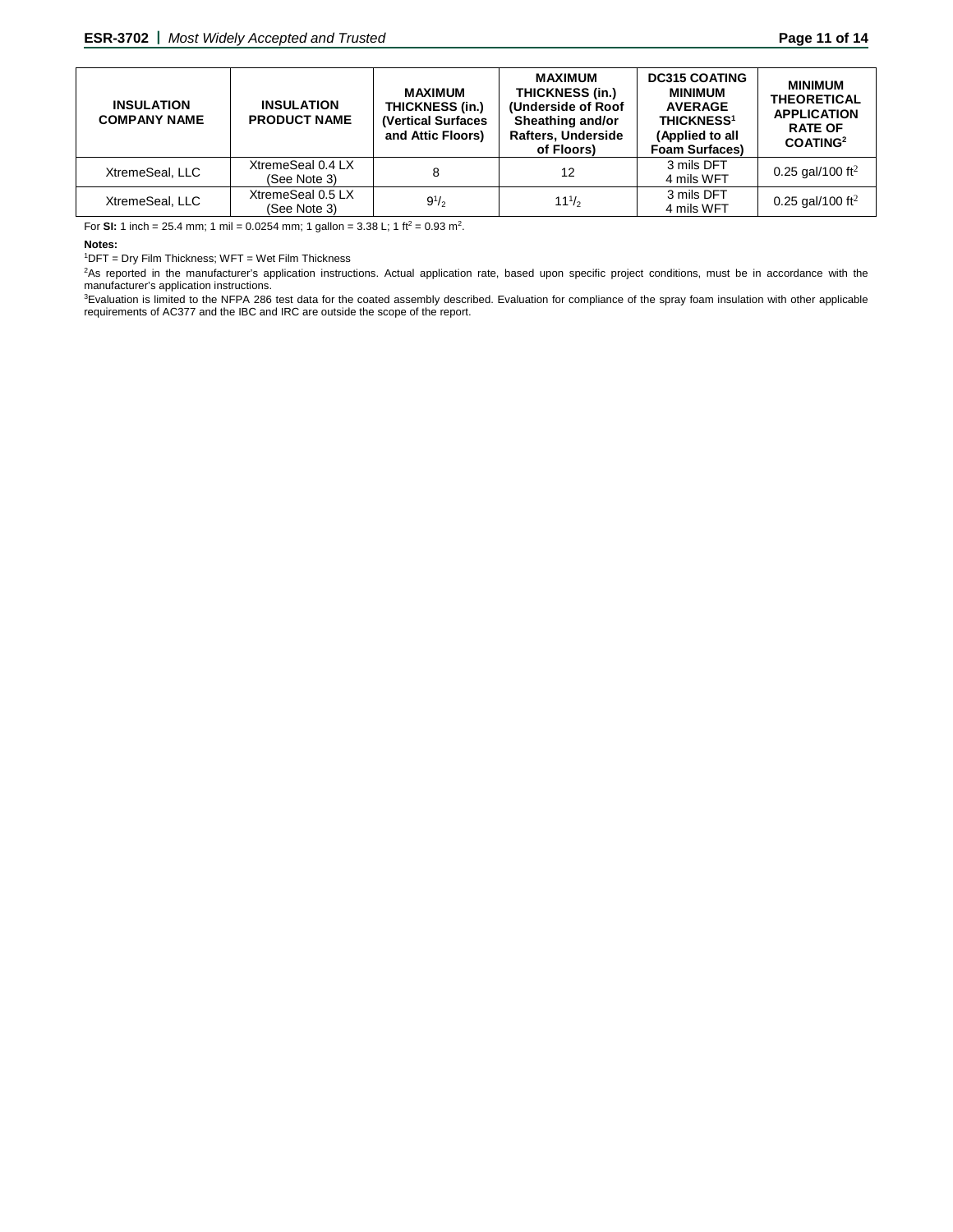| INSULATION COMPANY NAME | INSULATION PRODUCT NAME | MAXIMUM THICKNESS (in.) (Vertical Surfaces and Attic Floors) | MAXIMUM THICKNESS (in.) (Underside of Roof Sheathing and/or Rafters, Underside of Floors) | DC315 COATING MINIMUM AVERAGE THICKNESS[1] (Applied to all Foam Surfaces) | MINIMUM THEORETICAL APPLICATION RATE OF COATING[2] |
|---|---|---|---|---|---|
| XtremeSeal, LLC | XtremeSeal 0.4 LX (See Note 3) | 8 | 12 | 3 mils DFT<br>4 mils WFT | 0.25 gal/100 $ft^2$ |
| XtremeSeal, LLC | XtremeSeal 0.5 LX (See Note 3) | $9^1/_2$ | $11^1/_2$ | 3 mils DFT<br>4 mils WFT | 0.25 gal/100 $ft^2$ |

For **SI:** 1 inch = 25.4 mm; 1 mil = 0.0254 mm; 1 gallon = 3.38 L; 1 $ft^2$ = 0.93 $m^2$.

**Notes:**

[1]DFT = Dry Film Thickness; WFT = Wet Film Thickness

[2]As reported in the manufacturer's application instructions. Actual application rate, based upon specific project conditions, must be in accordance with the manufacturer's application instructions.

[3]Evaluation is limited to the NFPA 286 test data for the coated assembly described. Evaluation for compliance of the spray foam insulation with other applicable requirements of AC377 and the IBC and IRC are outside the scope of the report.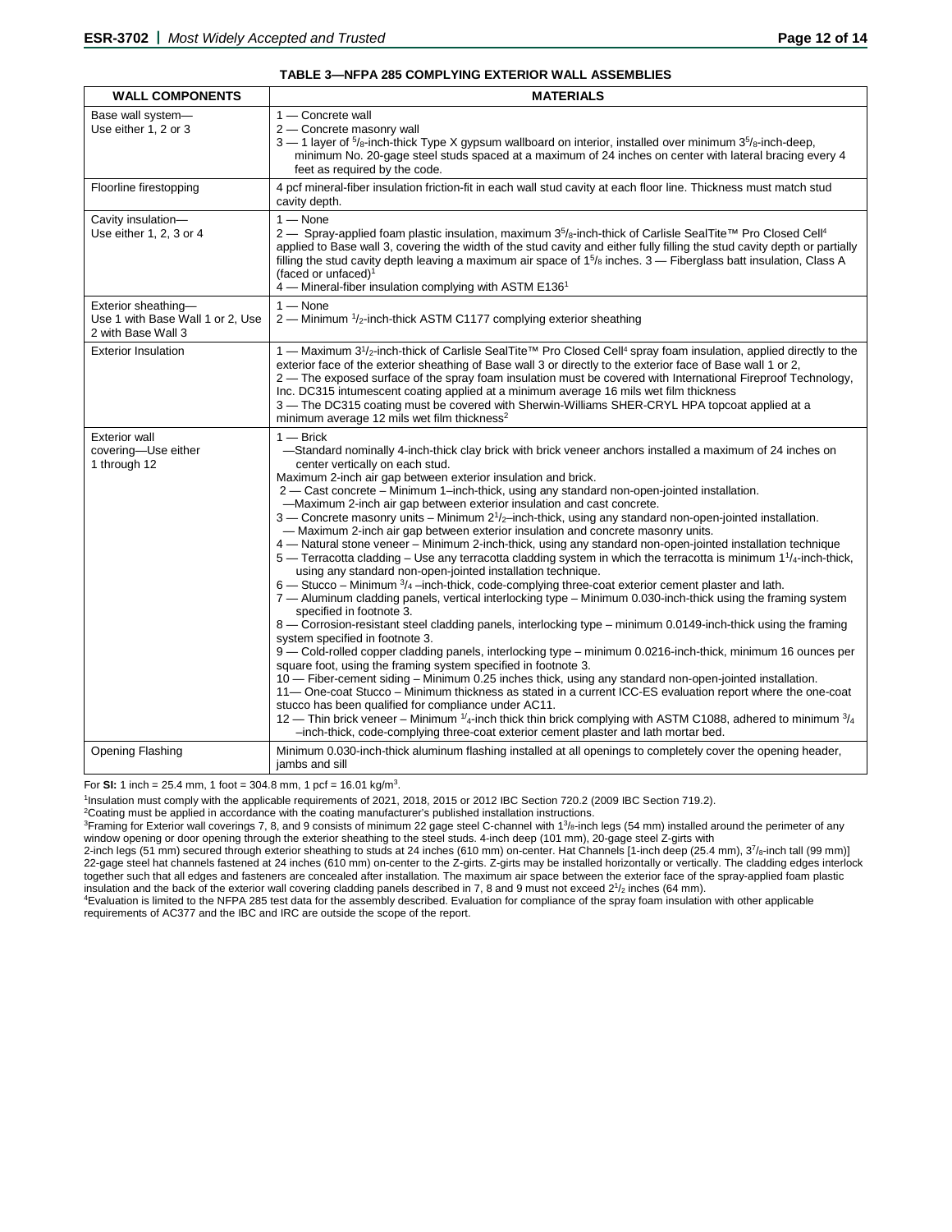**TABLE 3—NFPA 285 COMPLYING EXTERIOR WALL ASSEMBLIES**

| WALL COMPONENTS | MATERIALS |
|---|---|
| Base wall system—<br>Use either 1, 2 or 3 | 1 — Concrete wall<br>2 — Concrete masonry wall<br>3 — 1 layer of $^5/_8$-inch-thick Type X gypsum wallboard on interior, installed over minimum 3$^5/_8$-inch-deep, minimum No. 20-gage steel studs spaced at a maximum of 24 inches on center with lateral bracing every 4 feet as required by the code. |
| Floorline firestopping | 4 pcf mineral-fiber insulation friction-fit in each wall stud cavity at each floor line. Thickness must match stud cavity depth. |
| Cavity insulation—<br>Use either 1, 2, 3 or 4 | 1 — None<br>2 — Spray-applied foam plastic insulation, maximum 3$^5/_8$-inch-thick of Carlisle SealTite™ Pro Closed Cell[4] applied to Base wall 3, covering the width of the stud cavity and either fully filling the stud cavity depth or partially filling the stud cavity depth leaving a maximum air space of 1$^5/_8$ inches. 3 — Fiberglass batt insulation, Class A (faced or unfaced)[1]<br>4 — Mineral-fiber insulation complying with ASTM E136[1] |
| Exterior sheathing—<br>Use 1 with Base Wall 1 or 2, Use 2 with Base Wall 3 | 1 — None<br>2 — Minimum $^1/_2$-inch-thick ASTM C1177 complying exterior sheathing |
| Exterior Insulation | 1 — Maximum 3$^1/_2$-inch-thick of Carlisle SealTite™ Pro Closed Cell[4] spray foam insulation, applied directly to the exterior face of the exterior sheathing of Base wall 3 or directly to the exterior face of Base wall 1 or 2,<br>2 — The exposed surface of the spray foam insulation must be covered with International Fireproof Technology, Inc. DC315 intumescent coating applied at a minimum average 16 mils wet film thickness<br>3 — The DC315 coating must be covered with Sherwin-Williams SHER-CRYL HPA topcoat applied at a minimum average 12 mils wet film thickness[2] |
| Exterior wall covering—Use either 1 through 12 | 1 — Brick<br>—Standard nominally 4-inch-thick clay brick with brick veneer anchors installed a maximum of 24 inches on center vertically on each stud.<br>Maximum 2-inch air gap between exterior insulation and brick.<br>2 — Cast concrete – Minimum 1–inch-thick, using any standard non-open-jointed installation.<br>—Maximum 2-inch air gap between exterior insulation and cast concrete.<br>3 — Concrete masonry units – Minimum 2$^1/_2$–inch-thick, using any standard non-open-jointed installation.<br>— Maximum 2-inch air gap between exterior insulation and concrete masonry units.<br>4 — Natural stone veneer – Minimum 2-inch-thick, using any standard non-open-jointed installation technique<br>5 — Terracotta cladding – Use any terracotta cladding system in which the terracotta is minimum 1$^1/_4$-inch-thick, using any standard non-open-jointed installation technique.<br>6 — Stucco – Minimum $^3/_4$ –inch-thick, code-complying three-coat exterior cement plaster and lath.<br>7 — Aluminum cladding panels, vertical interlocking type – Minimum 0.030-inch-thick using the framing system specified in footnote 3.<br>8 — Corrosion-resistant steel cladding panels, interlocking type – minimum 0.0149-inch-thick using the framing system specified in footnote 3.<br>9 — Cold-rolled copper cladding panels, interlocking type – minimum 0.0216-inch-thick, minimum 16 ounces per square foot, using the framing system specified in footnote 3.<br>10 — Fiber-cement siding – Minimum 0.25 inches thick, using any standard non-open-jointed installation.<br>11— One-coat Stucco – Minimum thickness as stated in a current ICC-ES evaluation report where the one-coat stucco has been qualified for compliance under AC11.<br>12 — Thin brick veneer – Minimum $^1/_4$-inch thick thin brick complying with ASTM C1088, adhered to minimum $^3/_4$ –inch-thick, code-complying three-coat exterior cement plaster and lath mortar bed. |
| Opening Flashing | Minimum 0.030-inch-thick aluminum flashing installed at all openings to completely cover the opening header, jambs and sill |

For **SI:** 1 inch = 25.4 mm, 1 foot = 304.8 mm, 1 pcf = 16.01 kg/m$^3$.

[1]Insulation must comply with the applicable requirements of 2021, 2018, 2015 or 2012 IBC Section 720.2 (2009 IBC Section 719.2).

[2]Coating must be applied in accordance with the coating manufacturer's published installation instructions.

[3]Framing for Exterior wall coverings 7, 8, and 9 consists of minimum 22 gage steel C-channel with 1$^3/_8$-inch legs (54 mm) installed around the perimeter of any window opening or door opening through the exterior sheathing to the steel studs. 4-inch deep (101 mm), 20-gage steel Z-girts with 2-inch legs (51 mm) secured through exterior sheathing to studs at 24 inches (610 mm) on-center. Hat Channels [1-inch deep (25.4 mm), 3$^7/_8$-inch tall (99 mm)] 22-gage steel hat channels fastened at 24 inches (610 mm) on-center to the Z-girts. Z-girts may be installed horizontally or vertically. The cladding edges interlock together such that all edges and fasteners are concealed after installation. The maximum air space between the exterior face of the spray-applied foam plastic insulation and the back of the exterior wall covering cladding panels described in 7, 8 and 9 must not exceed 2$^1/_2$ inches (64 mm).

[4]Evaluation is limited to the NFPA 285 test data for the assembly described. Evaluation for compliance of the spray foam insulation with other applicable requirements of AC377 and the IBC and IRC are outside the scope of the report.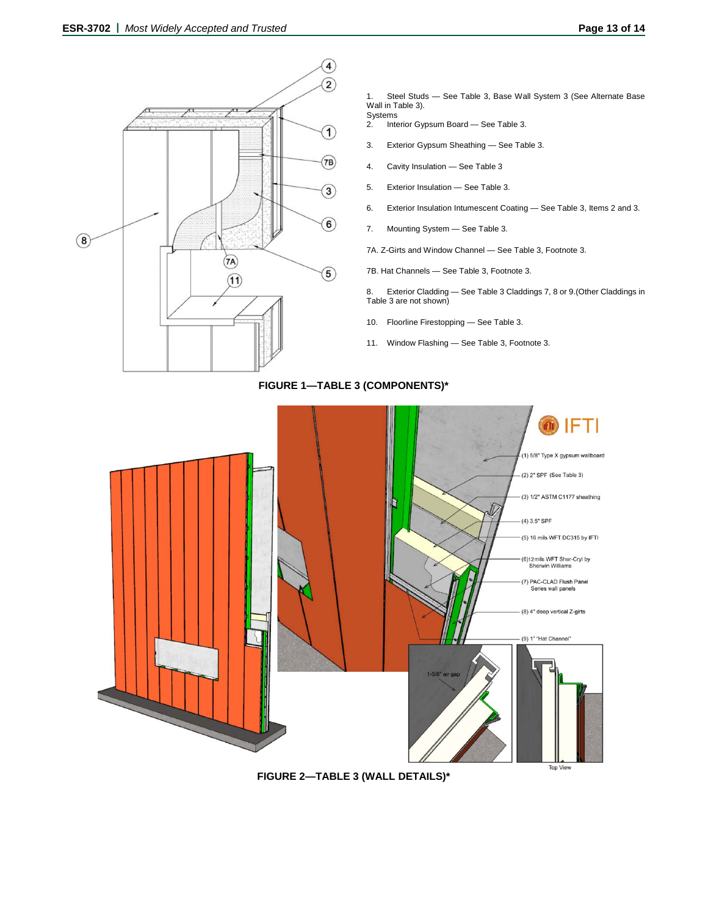1. Steel Studs — See Table 3, Base Wall System 3 (See Alternate Base Wall in Table 3). Systems
2. Interior Gypsum Board — See Table 3.
3. Exterior Gypsum Sheathing — See Table 3.
4. Cavity Insulation — See Table 3
5. Exterior Insulation — See Table 3.
6. Exterior Insulation Intumescent Coating — See Table 3, Items 2 and 3.
7. Mounting System — See Table 3.

7A. Z-Girts and Window Channel — See Table 3, Footnote 3.

7B. Hat Channels — See Table 3, Footnote 3.

8. Exterior Cladding — See Table 3 Claddings 7, 8 or 9.(Other Claddings in Table 3 are not shown)
10. Floorline Firestopping — See Table 3.
11. Window Flashing — See Table 3, Footnote 3.

**FIGURE 1—TABLE 3 (COMPONENTS)***

**FIGURE 2—TABLE 3 (WALL DETAILS)***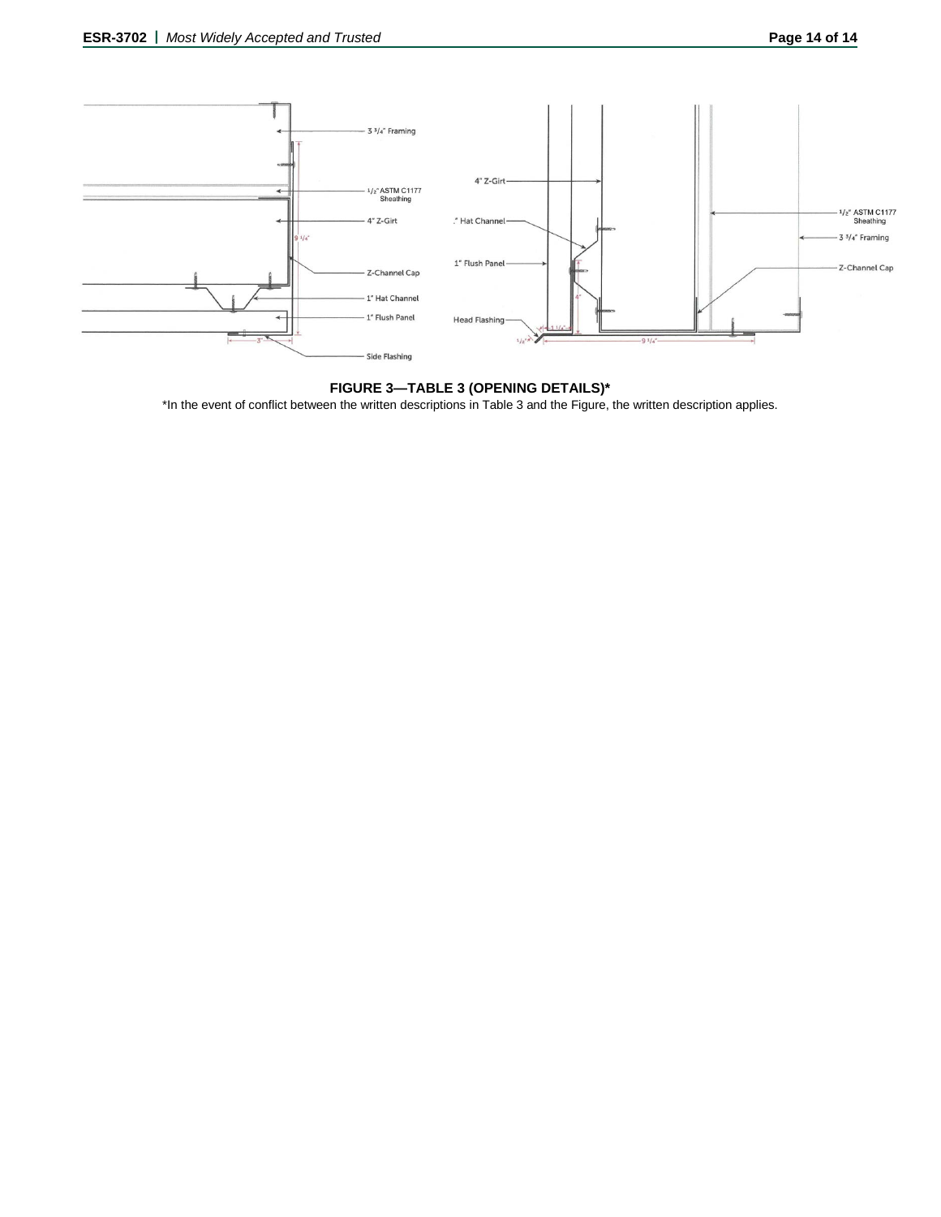3 3/4" Framing

1/2" ASTM C1177 Sheathing

4" Z-Girt

Z-Channel Cap

1" Hat Channel

1" Flush Panel

Side Flashing

9 1/4"

3"

4" Z-Girt

." Hat Channel

1" Flush Panel

Head Flashing

1/2" ASTM C1177 Sheathing

3 3/4" Framing

Z-Channel Cap

4"

1 1/4"

1/4"

9 1/4"

**FIGURE 3—TABLE 3 (OPENING DETAILS)***

*In the event of conflict between the written descriptions in Table 3 and the Figure, the written description applies.